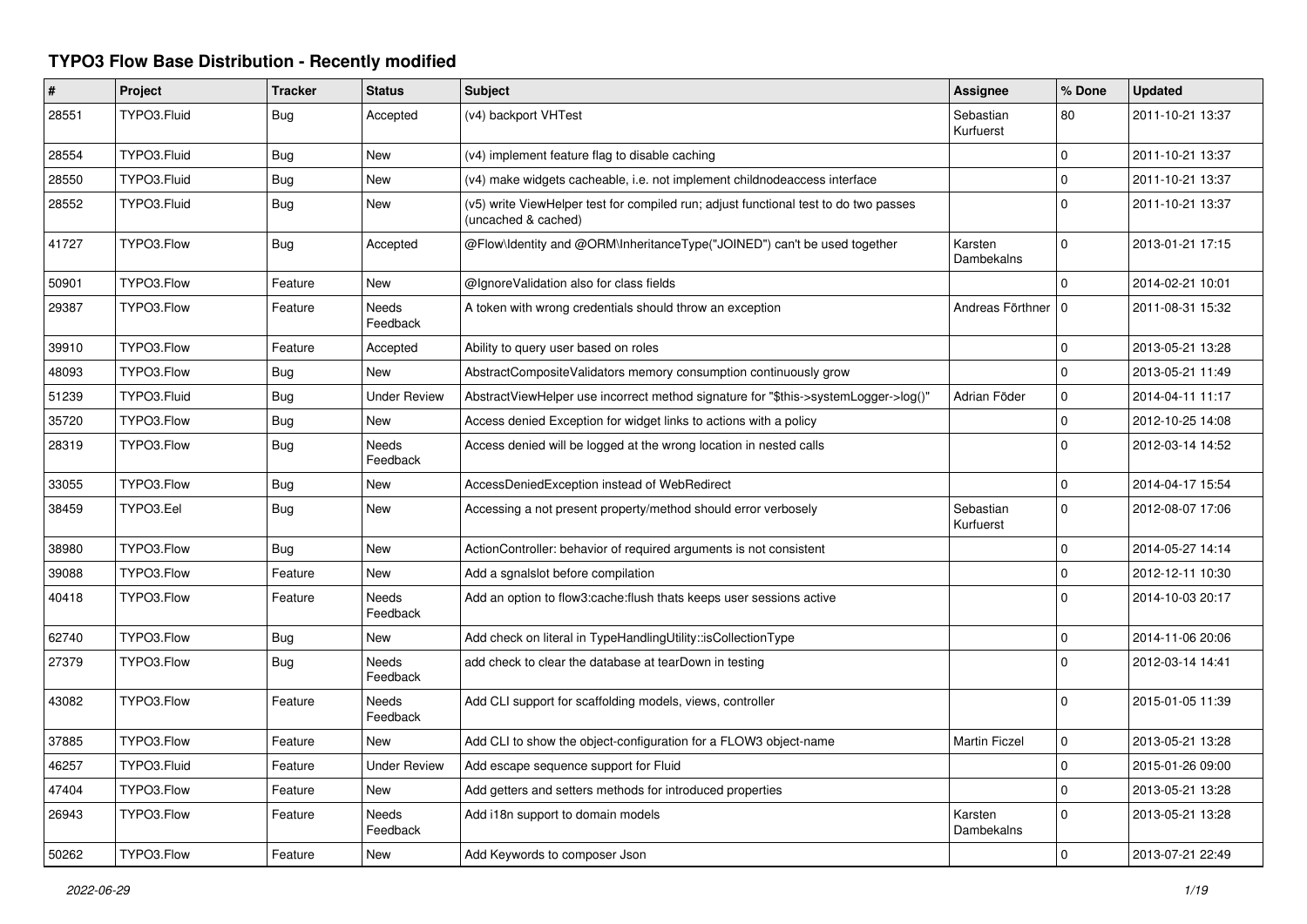# TYPO3 Flow Base Distribution - Recently modified

| # | Project | Tracker | Status | Subject | Assignee | % Done | Updated |
|---|---|---|---|---|---|---|---|
| 28551 | TYPO3.Fluid | Bug | Accepted | (v4) backport VHTest | Sebastian Kurfuerst | 80 | 2011-10-21 13:37 |
| 28554 | TYPO3.Fluid | Bug | New | (v4) implement feature flag to disable caching | | 0 | 2011-10-21 13:37 |
| 28550 | TYPO3.Fluid | Bug | New | (v4) make widgets cacheable, i.e. not implement childnodeaccess interface | | 0 | 2011-10-21 13:37 |
| 28552 | TYPO3.Fluid | Bug | New | (v5) write ViewHelper test for compiled run; adjust functional test to do two passes (uncached & cached) | | 0 | 2011-10-21 13:37 |
| 41727 | TYPO3.Flow | Bug | Accepted | @Flow\Identity and @ORM\InheritanceType("JOINED") can't be used together | Karsten Dambekalns | 0 | 2013-01-21 17:15 |
| 50901 | TYPO3.Flow | Feature | New | @IgnoreValidation also for class fields | | 0 | 2014-02-21 10:01 |
| 29387 | TYPO3.Flow | Feature | Needs Feedback | A token with wrong credentials should throw an exception | Andreas Förthner | 0 | 2011-08-31 15:32 |
| 39910 | TYPO3.Flow | Feature | Accepted | Ability to query user based on roles | | 0 | 2013-05-21 13:28 |
| 48093 | TYPO3.Flow | Bug | New | AbstractCompositeValidators memory consumption continuously grow | | 0 | 2013-05-21 11:49 |
| 51239 | TYPO3.Fluid | Bug | Under Review | AbstractViewHelper use incorrect method signature for "$this->systemLogger->log()" | Adrian Föder | 0 | 2014-04-11 11:17 |
| 35720 | TYPO3.Flow | Bug | New | Access denied Exception for widget links to actions with a policy | | 0 | 2012-10-25 14:08 |
| 28319 | TYPO3.Flow | Bug | Needs Feedback | Access denied will be logged at the wrong location in nested calls | | 0 | 2012-03-14 14:52 |
| 33055 | TYPO3.Flow | Bug | New | AccessDeniedException instead of WebRedirect | | 0 | 2014-04-17 15:54 |
| 38459 | TYPO3.Eel | Bug | New | Accessing a not present property/method should error verbosely | Sebastian Kurfuerst | 0 | 2012-08-07 17:06 |
| 38980 | TYPO3.Flow | Bug | New | ActionController: behavior of required arguments is not consistent | | 0 | 2014-05-27 14:14 |
| 39088 | TYPO3.Flow | Feature | New | Add a sgnalslot before compilation | | 0 | 2012-12-11 10:30 |
| 40418 | TYPO3.Flow | Feature | Needs Feedback | Add an option to flow3:cache:flush thats keeps user sessions active | | 0 | 2014-10-03 20:17 |
| 62740 | TYPO3.Flow | Bug | New | Add check on literal in TypeHandlingUtility::isCollectionType | | 0 | 2014-11-06 20:06 |
| 27379 | TYPO3.Flow | Bug | Needs Feedback | add check to clear the database at tearDown in testing | | 0 | 2012-03-14 14:41 |
| 43082 | TYPO3.Flow | Feature | Needs Feedback | Add CLI support for scaffolding models, views, controller | | 0 | 2015-01-05 11:39 |
| 37885 | TYPO3.Flow | Feature | New | Add CLI to show the object-configuration for a FLOW3 object-name | Martin Ficzel | 0 | 2013-05-21 13:28 |
| 46257 | TYPO3.Fluid | Feature | Under Review | Add escape sequence support for Fluid | | 0 | 2015-01-26 09:00 |
| 47404 | TYPO3.Flow | Feature | New | Add getters and setters methods for introduced properties | | 0 | 2013-05-21 13:28 |
| 26943 | TYPO3.Flow | Feature | Needs Feedback | Add i18n support to domain models | Karsten Dambekalns | 0 | 2013-05-21 13:28 |
| 50262 | TYPO3.Flow | Feature | New | Add Keywords to composer Json | | 0 | 2013-07-21 22:49 |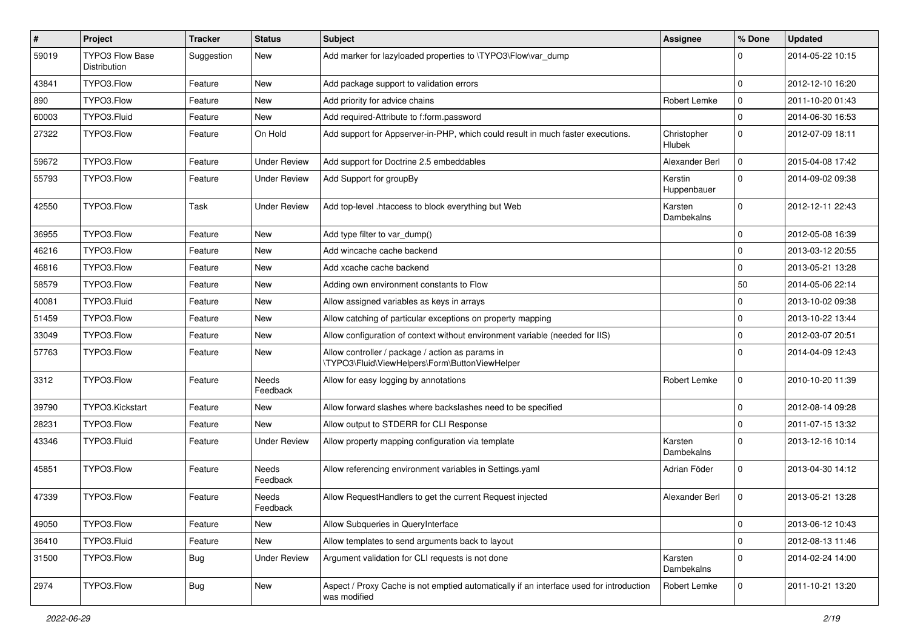| # | Project | Tracker | Status | Subject | Assignee | % Done | Updated |
|---|---|---|---|---|---|---|---|
| 59019 | TYPO3 Flow Base Distribution | Suggestion | New | Add marker for lazyloaded properties to \TYPO3\Flow\var_dump | | 0 | 2014-05-22 10:15 |
| 43841 | TYPO3.Flow | Feature | New | Add package support to validation errors | | 0 | 2012-12-10 16:20 |
| 890 | TYPO3.Flow | Feature | New | Add priority for advice chains | Robert Lemke | 0 | 2011-10-20 01:43 |
| 60003 | TYPO3.Fluid | Feature | New | Add required-Attribute to f:form.password | | 0 | 2014-06-30 16:53 |
| 27322 | TYPO3.Flow | Feature | On Hold | Add support for Appserver-in-PHP, which could result in much faster executions. | Christopher Hlubek | 0 | 2012-07-09 18:11 |
| 59672 | TYPO3.Flow | Feature | Under Review | Add support for Doctrine 2.5 embeddables | Alexander Berl | 0 | 2015-04-08 17:42 |
| 55793 | TYPO3.Flow | Feature | Under Review | Add Support for groupBy | Kerstin Huppenbauer | 0 | 2014-09-02 09:38 |
| 42550 | TYPO3.Flow | Task | Under Review | Add top-level .htaccess to block everything but Web | Karsten Dambekalns | 0 | 2012-12-11 22:43 |
| 36955 | TYPO3.Flow | Feature | New | Add type filter to var_dump() | | 0 | 2012-05-08 16:39 |
| 46216 | TYPO3.Flow | Feature | New | Add wincache cache backend | | 0 | 2013-03-12 20:55 |
| 46816 | TYPO3.Flow | Feature | New | Add xcache cache backend | | 0 | 2013-05-21 13:28 |
| 58579 | TYPO3.Flow | Feature | New | Adding own environment constants to Flow | | 50 | 2014-05-06 22:14 |
| 40081 | TYPO3.Fluid | Feature | New | Allow assigned variables as keys in arrays | | 0 | 2013-10-02 09:38 |
| 51459 | TYPO3.Flow | Feature | New | Allow catching of particular exceptions on property mapping | | 0 | 2013-10-22 13:44 |
| 33049 | TYPO3.Flow | Feature | New | Allow configuration of context without environment variable (needed for IIS) | | 0 | 2012-03-07 20:51 |
| 57763 | TYPO3.Flow | Feature | New | Allow controller / package / action as params in \TYPO3\Fluid\ViewHelpers\Form\ButtonViewHelper | | 0 | 2014-04-09 12:43 |
| 3312 | TYPO3.Flow | Feature | Needs Feedback | Allow for easy logging by annotations | Robert Lemke | 0 | 2010-10-20 11:39 |
| 39790 | TYPO3.Kickstart | Feature | New | Allow forward slashes where backslashes need to be specified | | 0 | 2012-08-14 09:28 |
| 28231 | TYPO3.Flow | Feature | New | Allow output to STDERR for CLI Response | | 0 | 2011-07-15 13:32 |
| 43346 | TYPO3.Fluid | Feature | Under Review | Allow property mapping configuration via template | Karsten Dambekalns | 0 | 2013-12-16 10:14 |
| 45851 | TYPO3.Flow | Feature | Needs Feedback | Allow referencing environment variables in Settings.yaml | Adrian Föder | 0 | 2013-04-30 14:12 |
| 47339 | TYPO3.Flow | Feature | Needs Feedback | Allow RequestHandlers to get the current Request injected | Alexander Berl | 0 | 2013-05-21 13:28 |
| 49050 | TYPO3.Flow | Feature | New | Allow Subqueries in QueryInterface | | 0 | 2013-06-12 10:43 |
| 36410 | TYPO3.Fluid | Feature | New | Allow templates to send arguments back to layout | | 0 | 2012-08-13 11:46 |
| 31500 | TYPO3.Flow | Bug | Under Review | Argument validation for CLI requests is not done | Karsten Dambekalns | 0 | 2014-02-24 14:00 |
| 2974 | TYPO3.Flow | Bug | New | Aspect / Proxy Cache is not emptied automatically if an interface used for introduction was modified | Robert Lemke | 0 | 2011-10-21 13:20 |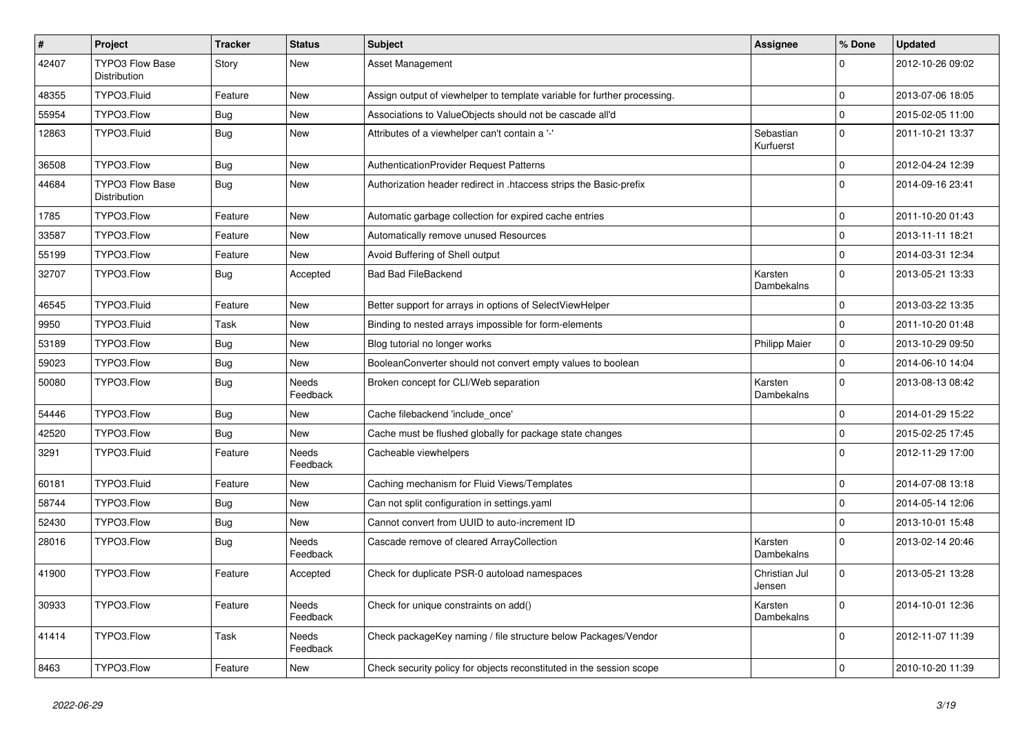| # | Project | Tracker | Status | Subject | Assignee | % Done | Updated |
|---|---|---|---|---|---|---|---|
| 42407 | TYPO3 Flow Base Distribution | Story | New | Asset Management | | 0 | 2012-10-26 09:02 |
| 48355 | TYPO3.Fluid | Feature | New | Assign output of viewhelper to template variable for further processing. | | 0 | 2013-07-06 18:05 |
| 55954 | TYPO3.Flow | Bug | New | Associations to ValueObjects should not be cascade all'd | | 0 | 2015-02-05 11:00 |
| 12863 | TYPO3.Fluid | Bug | New | Attributes of a viewhelper can't contain a '-' | Sebastian Kurfuerst | 0 | 2011-10-21 13:37 |
| 36508 | TYPO3.Flow | Bug | New | AuthenticationProvider Request Patterns | | 0 | 2012-04-24 12:39 |
| 44684 | TYPO3 Flow Base Distribution | Bug | New | Authorization header redirect in .htaccess strips the Basic-prefix | | 0 | 2014-09-16 23:41 |
| 1785 | TYPO3.Flow | Feature | New | Automatic garbage collection for expired cache entries | | 0 | 2011-10-20 01:43 |
| 33587 | TYPO3.Flow | Feature | New | Automatically remove unused Resources | | 0 | 2013-11-11 18:21 |
| 55199 | TYPO3.Flow | Feature | New | Avoid Buffering of Shell output | | 0 | 2014-03-31 12:34 |
| 32707 | TYPO3.Flow | Bug | Accepted | Bad Bad FileBackend | Karsten Dambekalns | 0 | 2013-05-21 13:33 |
| 46545 | TYPO3.Fluid | Feature | New | Better support for arrays in options of SelectViewHelper | | 0 | 2013-03-22 13:35 |
| 9950 | TYPO3.Fluid | Task | New | Binding to nested arrays impossible for form-elements | | 0 | 2011-10-20 01:48 |
| 53189 | TYPO3.Flow | Bug | New | Blog tutorial no longer works | Philipp Maier | 0 | 2013-10-29 09:50 |
| 59023 | TYPO3.Flow | Bug | New | BooleanConverter should not convert empty values to boolean | | 0 | 2014-06-10 14:04 |
| 50080 | TYPO3.Flow | Bug | Needs Feedback | Broken concept for CLI/Web separation | Karsten Dambekalns | 0 | 2013-08-13 08:42 |
| 54446 | TYPO3.Flow | Bug | New | Cache filebackend 'include_once' | | 0 | 2014-01-29 15:22 |
| 42520 | TYPO3.Flow | Bug | New | Cache must be flushed globally for package state changes | | 0 | 2015-02-25 17:45 |
| 3291 | TYPO3.Fluid | Feature | Needs Feedback | Cacheable viewhelpers | | 0 | 2012-11-29 17:00 |
| 60181 | TYPO3.Fluid | Feature | New | Caching mechanism for Fluid Views/Templates | | 0 | 2014-07-08 13:18 |
| 58744 | TYPO3.Flow | Bug | New | Can not split configuration in settings.yaml | | 0 | 2014-05-14 12:06 |
| 52430 | TYPO3.Flow | Bug | New | Cannot convert from UUID to auto-increment ID | | 0 | 2013-10-01 15:48 |
| 28016 | TYPO3.Flow | Bug | Needs Feedback | Cascade remove of cleared ArrayCollection | Karsten Dambekalns | 0 | 2013-02-14 20:46 |
| 41900 | TYPO3.Flow | Feature | Accepted | Check for duplicate PSR-0 autoload namespaces | Christian Jul Jensen | 0 | 2013-05-21 13:28 |
| 30933 | TYPO3.Flow | Feature | Needs Feedback | Check for unique constraints on add() | Karsten Dambekalns | 0 | 2014-10-01 12:36 |
| 41414 | TYPO3.Flow | Task | Needs Feedback | Check packageKey naming / file structure below Packages/Vendor | | 0 | 2012-11-07 11:39 |
| 8463 | TYPO3.Flow | Feature | New | Check security policy for objects reconstituted in the session scope | | 0 | 2010-10-20 11:39 |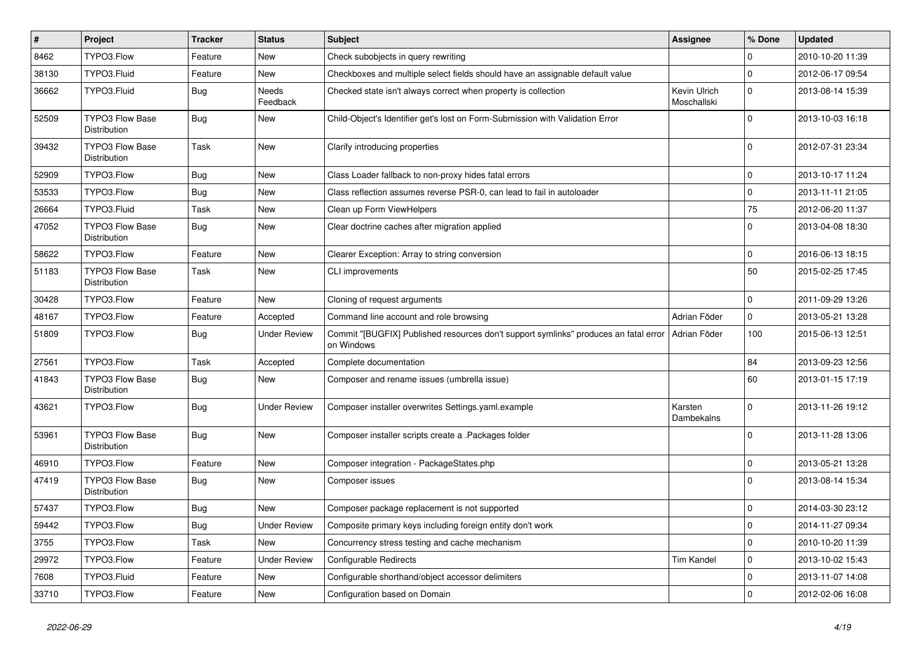| # | Project | Tracker | Status | Subject | Assignee | % Done | Updated |
|---|---|---|---|---|---|---|---|
| 8462 | TYPO3.Flow | Feature | New | Check subobjects in query rewriting | | 0 | 2010-10-20 11:39 |
| 38130 | TYPO3.Fluid | Feature | New | Checkboxes and multiple select fields should have an assignable default value | | 0 | 2012-06-17 09:54 |
| 36662 | TYPO3.Fluid | Bug | Needs Feedback | Checked state isn't always correct when property is collection | Kevin Ulrich Moschallski | 0 | 2013-08-14 15:39 |
| 52509 | TYPO3 Flow Base Distribution | Bug | New | Child-Object's Identifier get's lost on Form-Submission with Validation Error | | 0 | 2013-10-03 16:18 |
| 39432 | TYPO3 Flow Base Distribution | Task | New | Clarify introducing properties | | 0 | 2012-07-31 23:34 |
| 52909 | TYPO3.Flow | Bug | New | Class Loader fallback to non-proxy hides fatal errors | | 0 | 2013-10-17 11:24 |
| 53533 | TYPO3.Flow | Bug | New | Class reflection assumes reverse PSR-0, can lead to fail in autoloader | | 0 | 2013-11-11 21:05 |
| 26664 | TYPO3.Fluid | Task | New | Clean up Form ViewHelpers | | 75 | 2012-06-20 11:37 |
| 47052 | TYPO3 Flow Base Distribution | Bug | New | Clear doctrine caches after migration applied | | 0 | 2013-04-08 18:30 |
| 58622 | TYPO3.Flow | Feature | New | Clearer Exception: Array to string conversion | | 0 | 2016-06-13 18:15 |
| 51183 | TYPO3 Flow Base Distribution | Task | New | CLI improvements | | 50 | 2015-02-25 17:45 |
| 30428 | TYPO3.Flow | Feature | New | Cloning of request arguments | | 0 | 2011-09-29 13:26 |
| 48167 | TYPO3.Flow | Feature | Accepted | Command line account and role browsing | Adrian Föder | 0 | 2013-05-21 13:28 |
| 51809 | TYPO3.Flow | Bug | Under Review | Commit "[BUGFIX] Published resources don't support symlinks" produces an fatal error on Windows | Adrian Föder | 100 | 2015-06-13 12:51 |
| 27561 | TYPO3.Flow | Task | Accepted | Complete documentation | | 84 | 2013-09-23 12:56 |
| 41843 | TYPO3 Flow Base Distribution | Bug | New | Composer and rename issues (umbrella issue) | | 60 | 2013-01-15 17:19 |
| 43621 | TYPO3.Flow | Bug | Under Review | Composer installer overwrites Settings.yaml.example | Karsten Dambekalns | 0 | 2013-11-26 19:12 |
| 53961 | TYPO3 Flow Base Distribution | Bug | New | Composer installer scripts create a .Packages folder | | 0 | 2013-11-28 13:06 |
| 46910 | TYPO3.Flow | Feature | New | Composer integration - PackageStates.php | | 0 | 2013-05-21 13:28 |
| 47419 | TYPO3 Flow Base Distribution | Bug | New | Composer issues | | 0 | 2013-08-14 15:34 |
| 57437 | TYPO3.Flow | Bug | New | Composer package replacement is not supported | | 0 | 2014-03-30 23:12 |
| 59442 | TYPO3.Flow | Bug | Under Review | Composite primary keys including foreign entity don't work | | 0 | 2014-11-27 09:34 |
| 3755 | TYPO3.Flow | Task | New | Concurrency stress testing and cache mechanism | | 0 | 2010-10-20 11:39 |
| 29972 | TYPO3.Flow | Feature | Under Review | Configurable Redirects | Tim Kandel | 0 | 2013-10-02 15:43 |
| 7608 | TYPO3.Fluid | Feature | New | Configurable shorthand/object accessor delimiters | | 0 | 2013-11-07 14:08 |
| 33710 | TYPO3.Flow | Feature | New | Configuration based on Domain | | 0 | 2012-02-06 16:08 |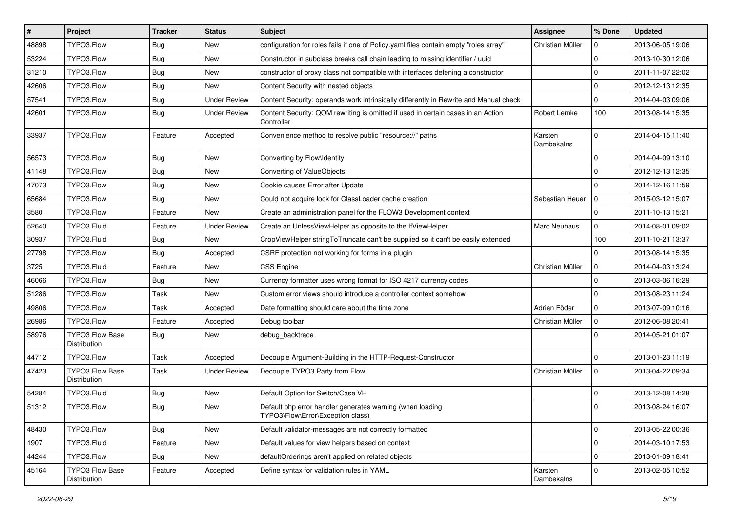| # | Project | Tracker | Status | Subject | Assignee | % Done | Updated |
|---|---|---|---|---|---|---|---|
| 48898 | TYPO3.Flow | Bug | New | configuration for roles fails if one of Policy.yaml files contain empty "roles array" | Christian Müller | 0 | 2013-06-05 19:06 |
| 53224 | TYPO3.Flow | Bug | New | Constructor in subclass breaks call chain leading to missing identifier / uuid | | 0 | 2013-10-30 12:06 |
| 31210 | TYPO3.Flow | Bug | New | constructor of proxy class not compatible with interfaces defening a constructor | | 0 | 2011-11-07 22:02 |
| 42606 | TYPO3.Flow | Bug | New | Content Security with nested objects | | 0 | 2012-12-13 12:35 |
| 57541 | TYPO3.Flow | Bug | Under Review | Content Security: operands work intrinsically differently in Rewrite and Manual check | | 0 | 2014-04-03 09:06 |
| 42601 | TYPO3.Flow | Bug | Under Review | Content Security: QOM rewriting is omitted if used in certain cases in an Action Controller | Robert Lemke | 100 | 2013-08-14 15:35 |
| 33937 | TYPO3.Flow | Feature | Accepted | Convenience method to resolve public "resource://" paths | Karsten Dambekalns | 0 | 2014-04-15 11:40 |
| 56573 | TYPO3.Flow | Bug | New | Converting by Flow\Identity | | 0 | 2014-04-09 13:10 |
| 41148 | TYPO3.Flow | Bug | New | Converting of ValueObjects | | 0 | 2012-12-13 12:35 |
| 47073 | TYPO3.Flow | Bug | New | Cookie causes Error after Update | | 0 | 2014-12-16 11:59 |
| 65684 | TYPO3.Flow | Bug | New | Could not acquire lock for ClassLoader cache creation | Sebastian Heuer | 0 | 2015-03-12 15:07 |
| 3580 | TYPO3.Flow | Feature | New | Create an administration panel for the FLOW3 Development context | | 0 | 2011-10-13 15:21 |
| 52640 | TYPO3.Fluid | Feature | Under Review | Create an UnlessViewHelper as opposite to the IfViewHelper | Marc Neuhaus | 0 | 2014-08-01 09:02 |
| 30937 | TYPO3.Fluid | Bug | New | CropViewHelper stringToTruncate can't be supplied so it can't be easily extended | | 100 | 2011-10-21 13:37 |
| 27798 | TYPO3.Flow | Bug | Accepted | CSRF protection not working for forms in a plugin | | 0 | 2013-08-14 15:35 |
| 3725 | TYPO3.Fluid | Feature | New | CSS Engine | Christian Müller | 0 | 2014-04-03 13:24 |
| 46066 | TYPO3.Flow | Bug | New | Currency formatter uses wrong format for ISO 4217 currency codes | | 0 | 2013-03-06 16:29 |
| 51286 | TYPO3.Flow | Task | New | Custom error views should introduce a controller context somehow | | 0 | 2013-08-23 11:24 |
| 49806 | TYPO3.Flow | Task | Accepted | Date formatting should care about the time zone | Adrian Föder | 0 | 2013-07-09 10:16 |
| 26986 | TYPO3.Flow | Feature | Accepted | Debug toolbar | Christian Müller | 0 | 2012-06-08 20:41 |
| 58976 | TYPO3 Flow Base Distribution | Bug | New | debug_backtrace | | 0 | 2014-05-21 01:07 |
| 44712 | TYPO3.Flow | Task | Accepted | Decouple Argument-Building in the HTTP-Request-Constructor | | 0 | 2013-01-23 11:19 |
| 47423 | TYPO3 Flow Base Distribution | Task | Under Review | Decouple TYPO3.Party from Flow | Christian Müller | 0 | 2013-04-22 09:34 |
| 54284 | TYPO3.Fluid | Bug | New | Default Option for Switch/Case VH | | 0 | 2013-12-08 14:28 |
| 51312 | TYPO3.Flow | Bug | New | Default php error handler generates warning (when loading TYPO3\Flow\Error\Exception class) | | 0 | 2013-08-24 16:07 |
| 48430 | TYPO3.Flow | Bug | New | Default validator-messages are not correctly formatted | | 0 | 2013-05-22 00:36 |
| 1907 | TYPO3.Fluid | Feature | New | Default values for view helpers based on context | | 0 | 2014-03-10 17:53 |
| 44244 | TYPO3.Flow | Bug | New | defaultOrderings aren't applied on related objects | | 0 | 2013-01-09 18:41 |
| 45164 | TYPO3 Flow Base Distribution | Feature | Accepted | Define syntax for validation rules in YAML | Karsten Dambekalns | 0 | 2013-02-05 10:52 |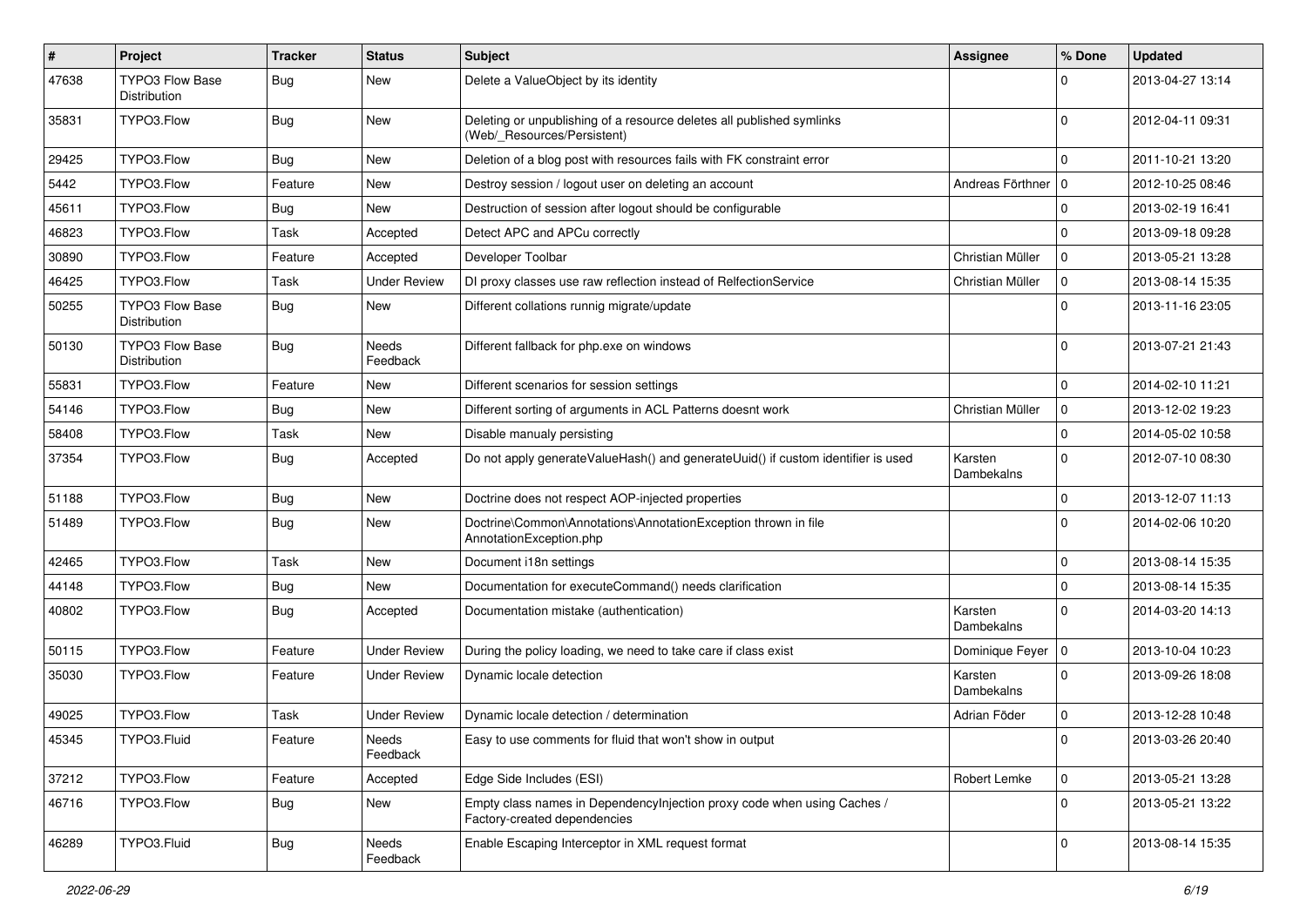| # | Project | Tracker | Status | Subject | Assignee | % Done | Updated |
|---|---|---|---|---|---|---|---|
| 47638 | TYPO3 Flow Base Distribution | Bug | New | Delete a ValueObject by its identity | | 0 | 2013-04-27 13:14 |
| 35831 | TYPO3.Flow | Bug | New | Deleting or unpublishing of a resource deletes all published symlinks (Web/_Resources/Persistent) | | 0 | 2012-04-11 09:31 |
| 29425 | TYPO3.Flow | Bug | New | Deletion of a blog post with resources fails with FK constraint error | | 0 | 2011-10-21 13:20 |
| 5442 | TYPO3.Flow | Feature | New | Destroy session / logout user on deleting an account | Andreas Förthner | 0 | 2012-10-25 08:46 |
| 45611 | TYPO3.Flow | Bug | New | Destruction of session after logout should be configurable | | 0 | 2013-02-19 16:41 |
| 46823 | TYPO3.Flow | Task | Accepted | Detect APC and APCu correctly | | 0 | 2013-09-18 09:28 |
| 30890 | TYPO3.Flow | Feature | Accepted | Developer Toolbar | Christian Müller | 0 | 2013-05-21 13:28 |
| 46425 | TYPO3.Flow | Task | Under Review | DI proxy classes use raw reflection instead of RelfectionService | Christian Müller | 0 | 2013-08-14 15:35 |
| 50255 | TYPO3 Flow Base Distribution | Bug | New | Different collations runnig migrate/update | | 0 | 2013-11-16 23:05 |
| 50130 | TYPO3 Flow Base Distribution | Bug | Needs Feedback | Different fallback for php.exe on windows | | 0 | 2013-07-21 21:43 |
| 55831 | TYPO3.Flow | Feature | New | Different scenarios for session settings | | 0 | 2014-02-10 11:21 |
| 54146 | TYPO3.Flow | Bug | New | Different sorting of arguments in ACL Patterns doesnt work | Christian Müller | 0 | 2013-12-02 19:23 |
| 58408 | TYPO3.Flow | Task | New | Disable manualy persisting | | 0 | 2014-05-02 10:58 |
| 37354 | TYPO3.Flow | Bug | Accepted | Do not apply generateValueHash() and generateUuid() if custom identifier is used | Karsten Dambekalns | 0 | 2012-07-10 08:30 |
| 51188 | TYPO3.Flow | Bug | New | Doctrine does not respect AOP-injected properties | | 0 | 2013-12-07 11:13 |
| 51489 | TYPO3.Flow | Bug | New | Doctrine\Common\Annotations\AnnotationException thrown in file AnnotationException.php | | 0 | 2014-02-06 10:20 |
| 42465 | TYPO3.Flow | Task | New | Document i18n settings | | 0 | 2013-08-14 15:35 |
| 44148 | TYPO3.Flow | Bug | New | Documentation for executeCommand() needs clarification | | 0 | 2013-08-14 15:35 |
| 40802 | TYPO3.Flow | Bug | Accepted | Documentation mistake (authentication) | Karsten Dambekalns | 0 | 2014-03-20 14:13 |
| 50115 | TYPO3.Flow | Feature | Under Review | During the policy loading, we need to take care if class exist | Dominique Feyer | 0 | 2013-10-04 10:23 |
| 35030 | TYPO3.Flow | Feature | Under Review | Dynamic locale detection | Karsten Dambekalns | 0 | 2013-09-26 18:08 |
| 49025 | TYPO3.Flow | Task | Under Review | Dynamic locale detection / determination | Adrian Föder | 0 | 2013-12-28 10:48 |
| 45345 | TYPO3.Fluid | Feature | Needs Feedback | Easy to use comments for fluid that won't show in output | | 0 | 2013-03-26 20:40 |
| 37212 | TYPO3.Flow | Feature | Accepted | Edge Side Includes (ESI) | Robert Lemke | 0 | 2013-05-21 13:28 |
| 46716 | TYPO3.Flow | Bug | New | Empty class names in DependencyInjection proxy code when using Caches / Factory-created dependencies | | 0 | 2013-05-21 13:22 |
| 46289 | TYPO3.Fluid | Bug | Needs Feedback | Enable Escaping Interceptor in XML request format | | 0 | 2013-08-14 15:35 |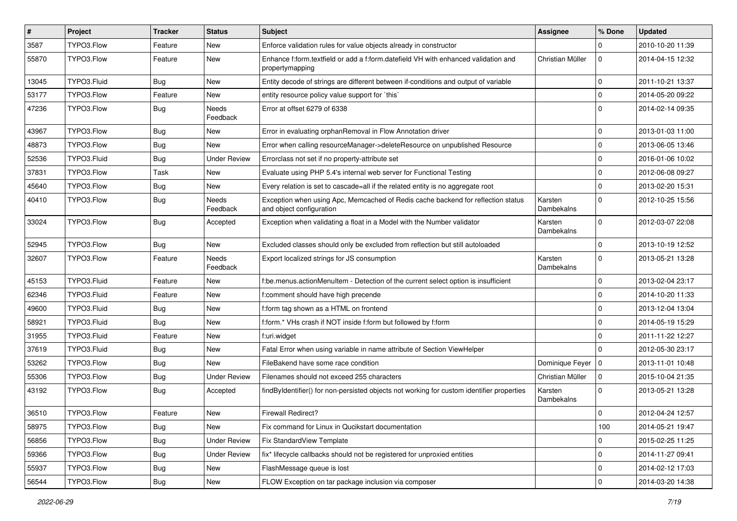| # | Project | Tracker | Status | Subject | Assignee | % Done | Updated |
|---|---|---|---|---|---|---|---|
| 3587 | TYPO3.Flow | Feature | New | Enforce validation rules for value objects already in constructor | | 0 | 2010-10-20 11:39 |
| 55870 | TYPO3.Flow | Feature | New | Enhance f:form.textfield or add a f:form.datefield VH with enhanced validation and propertymapping | Christian Müller | 0 | 2014-04-15 12:32 |
| 13045 | TYPO3.Fluid | Bug | New | Entity decode of strings are different between if-conditions and output of variable | | 0 | 2011-10-21 13:37 |
| 53177 | TYPO3.Flow | Feature | New | entity resource policy value support for `this` | | 0 | 2014-05-20 09:22 |
| 47236 | TYPO3.Flow | Bug | Needs Feedback | Error at offset 6279 of 6338 | | 0 | 2014-02-14 09:35 |
| 43967 | TYPO3.Flow | Bug | New | Error in evaluating orphanRemoval in Flow Annotation driver | | 0 | 2013-01-03 11:00 |
| 48873 | TYPO3.Flow | Bug | New | Error when calling resourceManager->deleteResource on unpublished Resource | | 0 | 2013-06-05 13:46 |
| 52536 | TYPO3.Fluid | Bug | Under Review | Errorclass not set if no property-attribute set | | 0 | 2016-01-06 10:02 |
| 37831 | TYPO3.Flow | Task | New | Evaluate using PHP 5.4's internal web server for Functional Testing | | 0 | 2012-06-08 09:27 |
| 45640 | TYPO3.Flow | Bug | New | Every relation is set to cascade=all if the related entity is no aggregate root | | 0 | 2013-02-20 15:31 |
| 40410 | TYPO3.Flow | Bug | Needs Feedback | Exception when using Apc, Memcached of Redis cache backend for reflection status and object configuration | Karsten Dambekalns | 0 | 2012-10-25 15:56 |
| 33024 | TYPO3.Flow | Bug | Accepted | Exception when validating a float in a Model with the Number validator | Karsten Dambekalns | 0 | 2012-03-07 22:08 |
| 52945 | TYPO3.Flow | Bug | New | Excluded classes should only be excluded from reflection but still autoloaded | | 0 | 2013-10-19 12:52 |
| 32607 | TYPO3.Flow | Feature | Needs Feedback | Export localized strings for JS consumption | Karsten Dambekalns | 0 | 2013-05-21 13:28 |
| 45153 | TYPO3.Fluid | Feature | New | f:be.menus.actionMenuItem - Detection of the current select option is insufficient | | 0 | 2013-02-04 23:17 |
| 62346 | TYPO3.Fluid | Feature | New | f:comment should have high precende | | 0 | 2014-10-20 11:33 |
| 49600 | TYPO3.Fluid | Bug | New | f:form tag shown as a HTML on frontend | | 0 | 2013-12-04 13:04 |
| 58921 | TYPO3.Fluid | Bug | New | f:form.* VHs crash if NOT inside f:form but followed by f:form | | 0 | 2014-05-19 15:29 |
| 31955 | TYPO3.Fluid | Feature | New | f:uri.widget | | 0 | 2011-11-22 12:27 |
| 37619 | TYPO3.Fluid | Bug | New | Fatal Error when using variable in name attribute of Section ViewHelper | | 0 | 2012-05-30 23:17 |
| 53262 | TYPO3.Flow | Bug | New | FileBakend have some race condition | Dominique Feyer | 0 | 2013-11-01 10:48 |
| 55306 | TYPO3.Flow | Bug | Under Review | Filenames should not exceed 255 characters | Christian Müller | 0 | 2015-10-04 21:35 |
| 43192 | TYPO3.Flow | Bug | Accepted | findByIdentifier() for non-persisted objects not working for custom identifier properties | Karsten Dambekalns | 0 | 2013-05-21 13:28 |
| 36510 | TYPO3.Flow | Feature | New | Firewall Redirect? | | 0 | 2012-04-24 12:57 |
| 58975 | TYPO3.Flow | Bug | New | Fix command for Linux in Qucikstart documentation | | 100 | 2014-05-21 19:47 |
| 56856 | TYPO3.Flow | Bug | Under Review | Fix StandardView Template | | 0 | 2015-02-25 11:25 |
| 59366 | TYPO3.Flow | Bug | Under Review | fix* lifecycle callbacks should not be registered for unproxied entities | | 0 | 2014-11-27 09:41 |
| 55937 | TYPO3.Flow | Bug | New | FlashMessage queue is lost | | 0 | 2014-02-12 17:03 |
| 56544 | TYPO3.Flow | Bug | New | FLOW Exception on tar package inclusion via composer | | 0 | 2014-03-20 14:38 |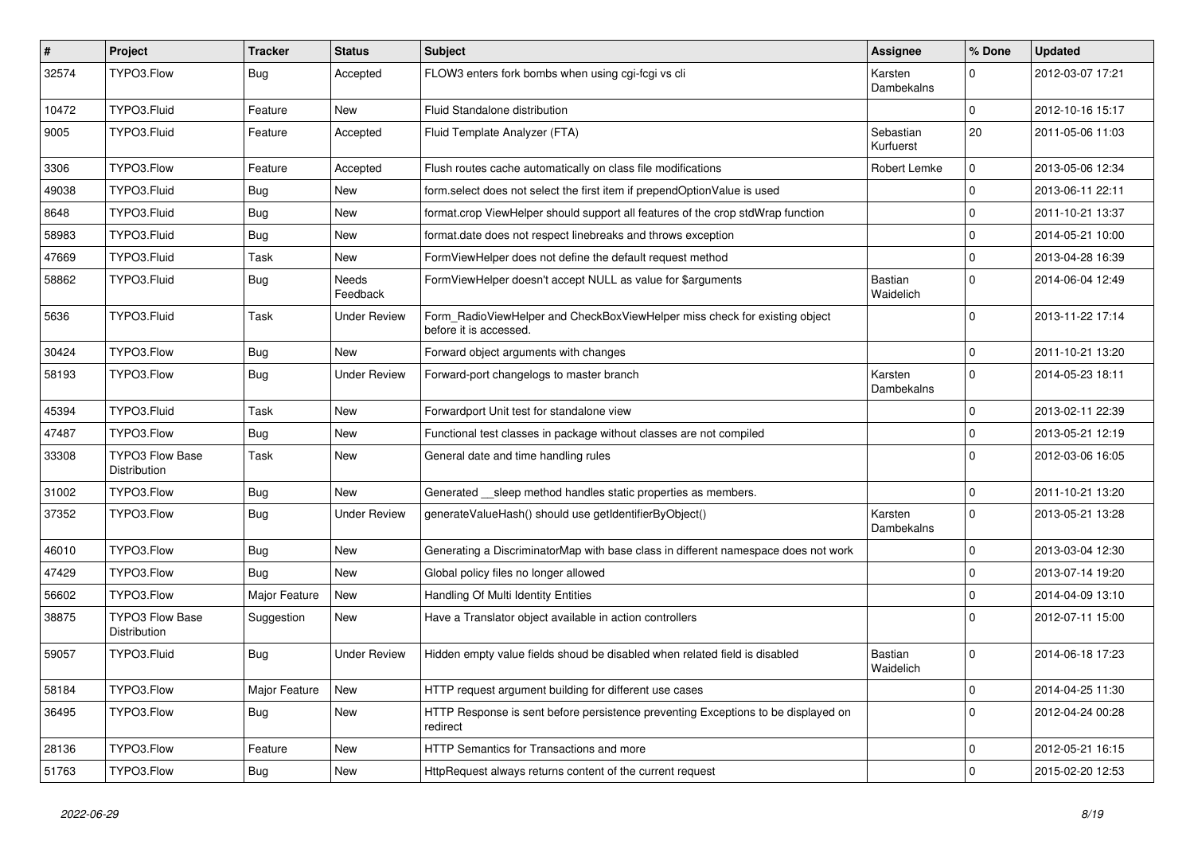| # | Project | Tracker | Status | Subject | Assignee | % Done | Updated |
|---|---|---|---|---|---|---|---|
| 32574 | TYPO3.Flow | Bug | Accepted | FLOW3 enters fork bombs when using cgi-fcgi vs cli | Karsten Dambekalns | 0 | 2012-03-07 17:21 |
| 10472 | TYPO3.Fluid | Feature | New | Fluid Standalone distribution | | 0 | 2012-10-16 15:17 |
| 9005 | TYPO3.Fluid | Feature | Accepted | Fluid Template Analyzer (FTA) | Sebastian Kurfuerst | 20 | 2011-05-06 11:03 |
| 3306 | TYPO3.Flow | Feature | Accepted | Flush routes cache automatically on class file modifications | Robert Lemke | 0 | 2013-05-06 12:34 |
| 49038 | TYPO3.Fluid | Bug | New | form.select does not select the first item if prependOptionValue is used | | 0 | 2013-06-11 22:11 |
| 8648 | TYPO3.Fluid | Bug | New | format.crop ViewHelper should support all features of the crop stdWrap function | | 0 | 2011-10-21 13:37 |
| 58983 | TYPO3.Fluid | Bug | New | format.date does not respect linebreaks and throws exception | | 0 | 2014-05-21 10:00 |
| 47669 | TYPO3.Fluid | Task | New | FormViewHelper does not define the default request method | | 0 | 2013-04-28 16:39 |
| 58862 | TYPO3.Fluid | Bug | Needs Feedback | FormViewHelper doesn't accept NULL as value for $arguments | Bastian Waidelich | 0 | 2014-06-04 12:49 |
| 5636 | TYPO3.Fluid | Task | Under Review | Form_RadioViewHelper and CheckBoxViewHelper miss check for existing object before it is accessed. | | 0 | 2013-11-22 17:14 |
| 30424 | TYPO3.Flow | Bug | New | Forward object arguments with changes | | 0 | 2011-10-21 13:20 |
| 58193 | TYPO3.Flow | Bug | Under Review | Forward-port changelogs to master branch | Karsten Dambekalns | 0 | 2014-05-23 18:11 |
| 45394 | TYPO3.Fluid | Task | New | Forwardport Unit test for standalone view | | 0 | 2013-02-11 22:39 |
| 47487 | TYPO3.Flow | Bug | New | Functional test classes in package without classes are not compiled | | 0 | 2013-05-21 12:19 |
| 33308 | TYPO3 Flow Base Distribution | Task | New | General date and time handling rules | | 0 | 2012-03-06 16:05 |
| 31002 | TYPO3.Flow | Bug | New | Generated __sleep method handles static properties as members. | | 0 | 2011-10-21 13:20 |
| 37352 | TYPO3.Flow | Bug | Under Review | generateValueHash() should use getIdentifierByObject() | Karsten Dambekalns | 0 | 2013-05-21 13:28 |
| 46010 | TYPO3.Flow | Bug | New | Generating a DiscriminatorMap with base class in different namespace does not work | | 0 | 2013-03-04 12:30 |
| 47429 | TYPO3.Flow | Bug | New | Global policy files no longer allowed | | 0 | 2013-07-14 19:20 |
| 56602 | TYPO3.Flow | Major Feature | New | Handling Of Multi Identity Entities | | 0 | 2014-04-09 13:10 |
| 38875 | TYPO3 Flow Base Distribution | Suggestion | New | Have a Translator object available in action controllers | | 0 | 2012-07-11 15:00 |
| 59057 | TYPO3.Fluid | Bug | Under Review | Hidden empty value fields shoud be disabled when related field is disabled | Bastian Waidelich | 0 | 2014-06-18 17:23 |
| 58184 | TYPO3.Flow | Major Feature | New | HTTP request argument building for different use cases | | 0 | 2014-04-25 11:30 |
| 36495 | TYPO3.Flow | Bug | New | HTTP Response is sent before persistence preventing Exceptions to be displayed on redirect | | 0 | 2012-04-24 00:28 |
| 28136 | TYPO3.Flow | Feature | New | HTTP Semantics for Transactions and more | | 0 | 2012-05-21 16:15 |
| 51763 | TYPO3.Flow | Bug | New | HttpRequest always returns content of the current request | | 0 | 2015-02-20 12:53 |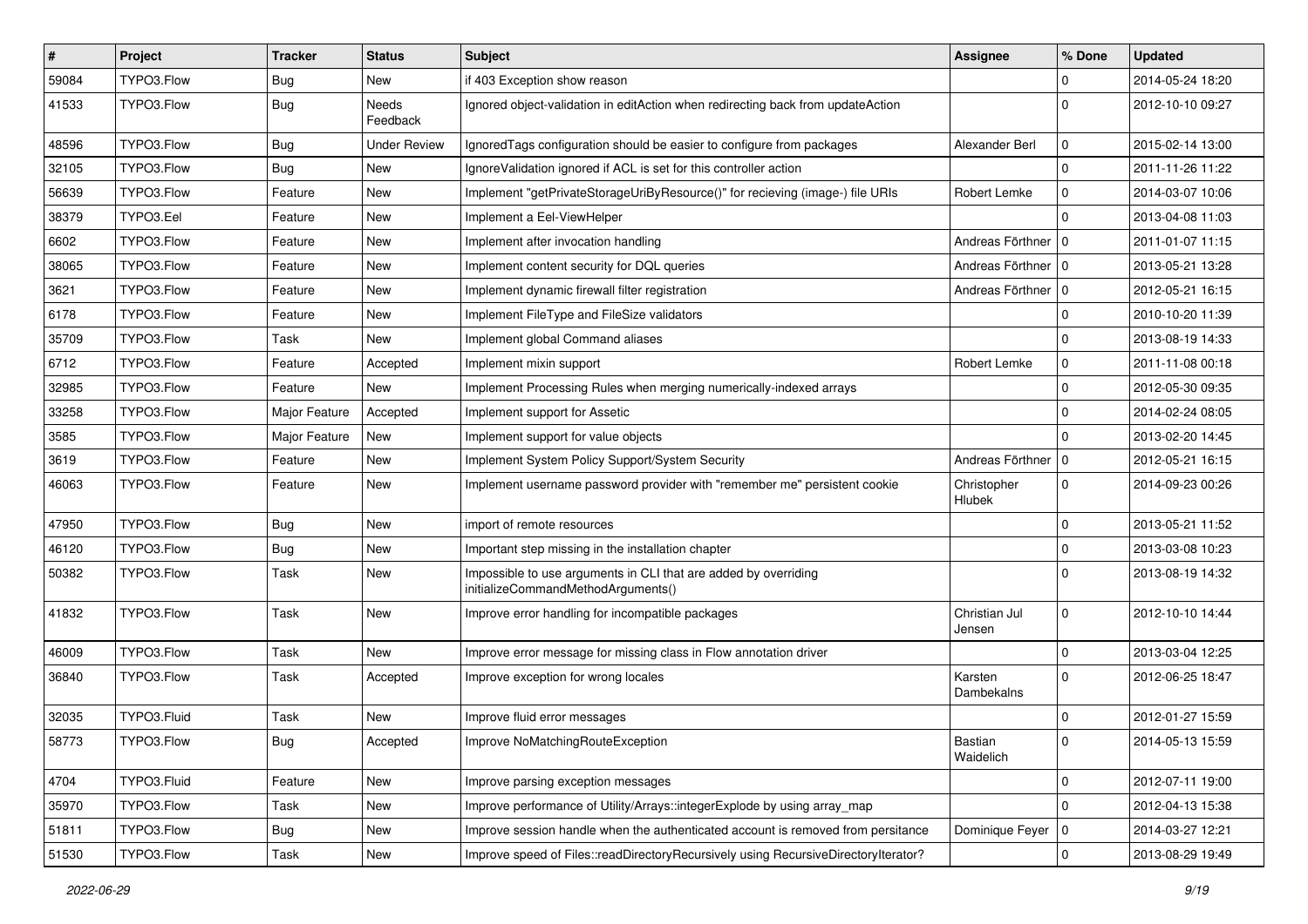| # | Project | Tracker | Status | Subject | Assignee | % Done | Updated |
|---|---|---|---|---|---|---|---|
| 59084 | TYPO3.Flow | Bug | New | if 403 Exception show reason | | 0 | 2014-05-24 18:20 |
| 41533 | TYPO3.Flow | Bug | Needs Feedback | Ignored object-validation in editAction when redirecting back from updateAction | | 0 | 2012-10-10 09:27 |
| 48596 | TYPO3.Flow | Bug | Under Review | IgnoredTags configuration should be easier to configure from packages | Alexander Berl | 0 | 2015-02-14 13:00 |
| 32105 | TYPO3.Flow | Bug | New | IgnoreValidation ignored if ACL is set for this controller action | | 0 | 2011-11-26 11:22 |
| 56639 | TYPO3.Flow | Feature | New | Implement "getPrivateStorageUriByResource()" for recieving (image-) file URIs | Robert Lemke | 0 | 2014-03-07 10:06 |
| 38379 | TYPO3.Eel | Feature | New | Implement a Eel-ViewHelper | | 0 | 2013-04-08 11:03 |
| 6602 | TYPO3.Flow | Feature | New | Implement after invocation handling | Andreas Förthner | 0 | 2011-01-07 11:15 |
| 38065 | TYPO3.Flow | Feature | New | Implement content security for DQL queries | Andreas Förthner | 0 | 2013-05-21 13:28 |
| 3621 | TYPO3.Flow | Feature | New | Implement dynamic firewall filter registration | Andreas Förthner | 0 | 2012-05-21 16:15 |
| 6178 | TYPO3.Flow | Feature | New | Implement FileType and FileSize validators | | 0 | 2010-10-20 11:39 |
| 35709 | TYPO3.Flow | Task | New | Implement global Command aliases | | 0 | 2013-08-19 14:33 |
| 6712 | TYPO3.Flow | Feature | Accepted | Implement mixin support | Robert Lemke | 0 | 2011-11-08 00:18 |
| 32985 | TYPO3.Flow | Feature | New | Implement Processing Rules when merging numerically-indexed arrays | | 0 | 2012-05-30 09:35 |
| 33258 | TYPO3.Flow | Major Feature | Accepted | Implement support for Assetic | | 0 | 2014-02-24 08:05 |
| 3585 | TYPO3.Flow | Major Feature | New | Implement support for value objects | | 0 | 2013-02-20 14:45 |
| 3619 | TYPO3.Flow | Feature | New | Implement System Policy Support/System Security | Andreas Förthner | 0 | 2012-05-21 16:15 |
| 46063 | TYPO3.Flow | Feature | New | Implement username password provider with "remember me" persistent cookie | Christopher Hlubek | 0 | 2014-09-23 00:26 |
| 47950 | TYPO3.Flow | Bug | New | import of remote resources | | 0 | 2013-05-21 11:52 |
| 46120 | TYPO3.Flow | Bug | New | Important step missing in the installation chapter | | 0 | 2013-03-08 10:23 |
| 50382 | TYPO3.Flow | Task | New | Impossible to use arguments in CLI that are added by overriding initializeCommandMethodArguments() | | 0 | 2013-08-19 14:32 |
| 41832 | TYPO3.Flow | Task | New | Improve error handling for incompatible packages | Christian Jul Jensen | 0 | 2012-10-10 14:44 |
| 46009 | TYPO3.Flow | Task | New | Improve error message for missing class in Flow annotation driver | | 0 | 2013-03-04 12:25 |
| 36840 | TYPO3.Flow | Task | Accepted | Improve exception for wrong locales | Karsten Dambekalns | 0 | 2012-06-25 18:47 |
| 32035 | TYPO3.Fluid | Task | New | Improve fluid error messages | | 0 | 2012-01-27 15:59 |
| 58773 | TYPO3.Flow | Bug | Accepted | Improve NoMatchingRouteException | Bastian Waidelich | 0 | 2014-05-13 15:59 |
| 4704 | TYPO3.Fluid | Feature | New | Improve parsing exception messages | | 0 | 2012-07-11 19:00 |
| 35970 | TYPO3.Flow | Task | New | Improve performance of Utility/Arrays::integerExplode by using array_map | | 0 | 2012-04-13 15:38 |
| 51811 | TYPO3.Flow | Bug | New | Improve session handle when the authenticated account is removed from persitance | Dominique Feyer | 0 | 2014-03-27 12:21 |
| 51530 | TYPO3.Flow | Task | New | Improve speed of Files::readDirectoryRecursively using RecursiveDirectoryIterator? | | 0 | 2013-08-29 19:49 |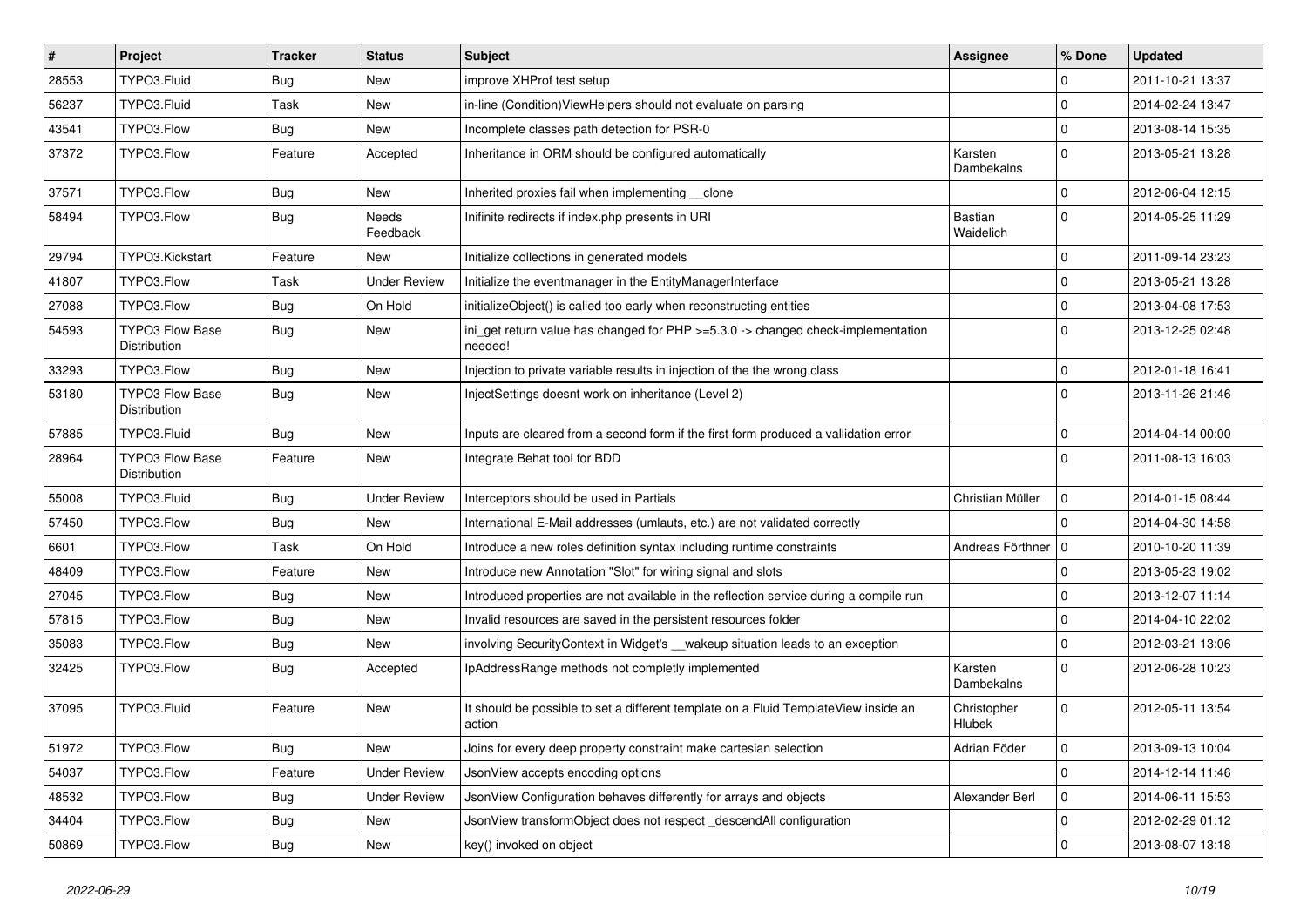| # | Project | Tracker | Status | Subject | Assignee | % Done | Updated |
|---|---|---|---|---|---|---|---|
| 28553 | TYPO3.Fluid | Bug | New | improve XHProf test setup | | 0 | 2011-10-21 13:37 |
| 56237 | TYPO3.Fluid | Task | New | in-line (Condition)ViewHelpers should not evaluate on parsing | | 0 | 2014-02-24 13:47 |
| 43541 | TYPO3.Flow | Bug | New | Incomplete classes path detection for PSR-0 | | 0 | 2013-08-14 15:35 |
| 37372 | TYPO3.Flow | Feature | Accepted | Inheritance in ORM should be configured automatically | Karsten Dambekalns | 0 | 2013-05-21 13:28 |
| 37571 | TYPO3.Flow | Bug | New | Inherited proxies fail when implementing __clone | | 0 | 2012-06-04 12:15 |
| 58494 | TYPO3.Flow | Bug | Needs Feedback | Inifinite redirects if index.php presents in URI | Bastian Waidelich | 0 | 2014-05-25 11:29 |
| 29794 | TYPO3.Kickstart | Feature | New | Initialize collections in generated models | | 0 | 2011-09-14 23:23 |
| 41807 | TYPO3.Flow | Task | Under Review | Initialize the eventmanager in the EntityManagerInterface | | 0 | 2013-05-21 13:28 |
| 27088 | TYPO3.Flow | Bug | On Hold | initializeObject() is called too early when reconstructing entities | | 0 | 2013-04-08 17:53 |
| 54593 | TYPO3 Flow Base Distribution | Bug | New | ini_get return value has changed for PHP >=5.3.0 -> changed check-implementation needed! | | 0 | 2013-12-25 02:48 |
| 33293 | TYPO3.Flow | Bug | New | Injection to private variable results in injection of the the wrong class | | 0 | 2012-01-18 16:41 |
| 53180 | TYPO3 Flow Base Distribution | Bug | New | InjectSettings doesnt work on inheritance (Level 2) | | 0 | 2013-11-26 21:46 |
| 57885 | TYPO3.Fluid | Bug | New | Inputs are cleared from a second form if the first form produced a vallidation error | | 0 | 2014-04-14 00:00 |
| 28964 | TYPO3 Flow Base Distribution | Feature | New | Integrate Behat tool for BDD | | 0 | 2011-08-13 16:03 |
| 55008 | TYPO3.Fluid | Bug | Under Review | Interceptors should be used in Partials | Christian Müller | 0 | 2014-01-15 08:44 |
| 57450 | TYPO3.Flow | Bug | New | International E-Mail addresses (umlauts, etc.) are not validated correctly | | 0 | 2014-04-30 14:58 |
| 6601 | TYPO3.Flow | Task | On Hold | Introduce a new roles definition syntax including runtime constraints | Andreas Förthner | 0 | 2010-10-20 11:39 |
| 48409 | TYPO3.Flow | Feature | New | Introduce new Annotation "Slot" for wiring signal and slots | | 0 | 2013-05-23 19:02 |
| 27045 | TYPO3.Flow | Bug | New | Introduced properties are not available in the reflection service during a compile run | | 0 | 2013-12-07 11:14 |
| 57815 | TYPO3.Flow | Bug | New | Invalid resources are saved in the persistent resources folder | | 0 | 2014-04-10 22:02 |
| 35083 | TYPO3.Flow | Bug | New | involving SecurityContext in Widget's __wakeup situation leads to an exception | | 0 | 2012-03-21 13:06 |
| 32425 | TYPO3.Flow | Bug | Accepted | IpAddressRange methods not completly implemented | Karsten Dambekalns | 0 | 2012-06-28 10:23 |
| 37095 | TYPO3.Fluid | Feature | New | It should be possible to set a different template on a Fluid TemplateView inside an action | Christopher Hlubek | 0 | 2012-05-11 13:54 |
| 51972 | TYPO3.Flow | Bug | New | Joins for every deep property constraint make cartesian selection | Adrian Föder | 0 | 2013-09-13 10:04 |
| 54037 | TYPO3.Flow | Feature | Under Review | JsonView accepts encoding options | | 0 | 2014-12-14 11:46 |
| 48532 | TYPO3.Flow | Bug | Under Review | JsonView Configuration behaves differently for arrays and objects | Alexander Berl | 0 | 2014-06-11 15:53 |
| 34404 | TYPO3.Flow | Bug | New | JsonView transformObject does not respect _descendAll configuration | | 0 | 2012-02-29 01:12 |
| 50869 | TYPO3.Flow | Bug | New | key() invoked on object | | 0 | 2013-08-07 13:18 |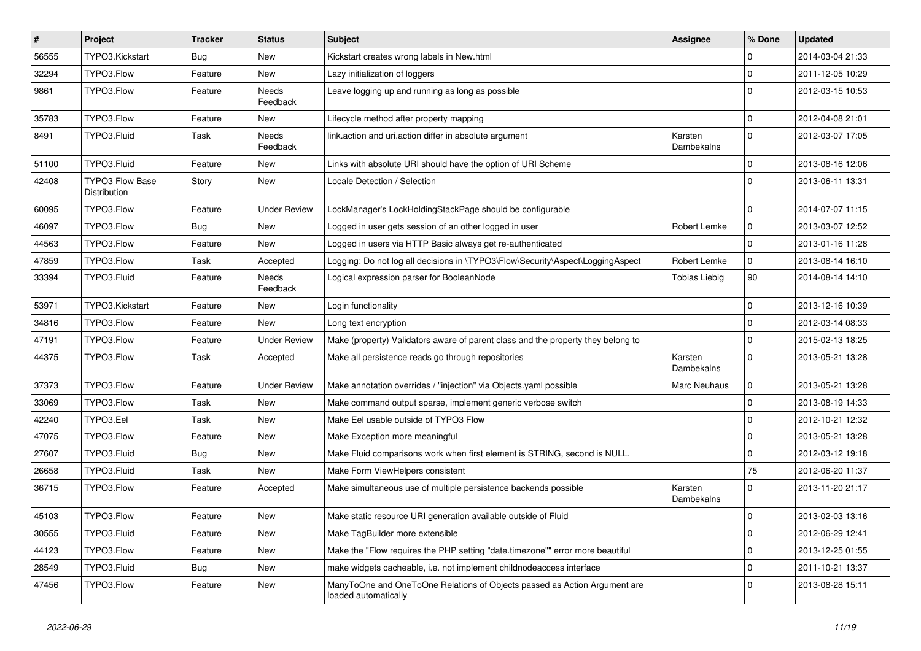| # | Project | Tracker | Status | Subject | Assignee | % Done | Updated |
|---|---|---|---|---|---|---|---|
| 56555 | TYPO3.Kickstart | Bug | New | Kickstart creates wrong labels in New.html | | 0 | 2014-03-04 21:33 |
| 32294 | TYPO3.Flow | Feature | New | Lazy initialization of loggers | | 0 | 2011-12-05 10:29 |
| 9861 | TYPO3.Flow | Feature | Needs Feedback | Leave logging up and running as long as possible | | 0 | 2012-03-15 10:53 |
| 35783 | TYPO3.Flow | Feature | New | Lifecycle method after property mapping | | 0 | 2012-04-08 21:01 |
| 8491 | TYPO3.Fluid | Task | Needs Feedback | link.action and uri.action differ in absolute argument | Karsten Dambekalns | 0 | 2012-03-07 17:05 |
| 51100 | TYPO3.Fluid | Feature | New | Links with absolute URI should have the option of URI Scheme | | 0 | 2013-08-16 12:06 |
| 42408 | TYPO3 Flow Base Distribution | Story | New | Locale Detection / Selection | | 0 | 2013-06-11 13:31 |
| 60095 | TYPO3.Flow | Feature | Under Review | LockManager's LockHoldingStackPage should be configurable | | 0 | 2014-07-07 11:15 |
| 46097 | TYPO3.Flow | Bug | New | Logged in user gets session of an other logged in user | Robert Lemke | 0 | 2013-03-07 12:52 |
| 44563 | TYPO3.Flow | Feature | New | Logged in users via HTTP Basic always get re-authenticated | | 0 | 2013-01-16 11:28 |
| 47859 | TYPO3.Flow | Task | Accepted | Logging: Do not log all decisions in \TYPO3\Flow\Security\Aspect\LoggingAspect | Robert Lemke | 0 | 2013-08-14 16:10 |
| 33394 | TYPO3.Fluid | Feature | Needs Feedback | Logical expression parser for BooleanNode | Tobias Liebig | 90 | 2014-08-14 14:10 |
| 53971 | TYPO3.Kickstart | Feature | New | Login functionality | | 0 | 2013-12-16 10:39 |
| 34816 | TYPO3.Flow | Feature | New | Long text encryption | | 0 | 2012-03-14 08:33 |
| 47191 | TYPO3.Flow | Feature | Under Review | Make (property) Validators aware of parent class and the property they belong to | | 0 | 2015-02-13 18:25 |
| 44375 | TYPO3.Flow | Task | Accepted | Make all persistence reads go through repositories | Karsten Dambekalns | 0 | 2013-05-21 13:28 |
| 37373 | TYPO3.Flow | Feature | Under Review | Make annotation overrides / "injection" via Objects.yaml possible | Marc Neuhaus | 0 | 2013-05-21 13:28 |
| 33069 | TYPO3.Flow | Task | New | Make command output sparse, implement generic verbose switch | | 0 | 2013-08-19 14:33 |
| 42240 | TYPO3.Eel | Task | New | Make Eel usable outside of TYPO3 Flow | | 0 | 2012-10-21 12:32 |
| 47075 | TYPO3.Flow | Feature | New | Make Exception more meaningful | | 0 | 2013-05-21 13:28 |
| 27607 | TYPO3.Fluid | Bug | New | Make Fluid comparisons work when first element is STRING, second is NULL. | | 0 | 2012-03-12 19:18 |
| 26658 | TYPO3.Fluid | Task | New | Make Form ViewHelpers consistent | | 75 | 2012-06-20 11:37 |
| 36715 | TYPO3.Flow | Feature | Accepted | Make simultaneous use of multiple persistence backends possible | Karsten Dambekalns | 0 | 2013-11-20 21:17 |
| 45103 | TYPO3.Flow | Feature | New | Make static resource URI generation available outside of Fluid | | 0 | 2013-02-03 13:16 |
| 30555 | TYPO3.Fluid | Feature | New | Make TagBuilder more extensible | | 0 | 2012-06-29 12:41 |
| 44123 | TYPO3.Flow | Feature | New | Make the "Flow requires the PHP setting "date.timezone"" error more beautiful | | 0 | 2013-12-25 01:55 |
| 28549 | TYPO3.Fluid | Bug | New | make widgets cacheable, i.e. not implement childnodeaccess interface | | 0 | 2011-10-21 13:37 |
| 47456 | TYPO3.Flow | Feature | New | ManyToOne and OneToOne Relations of Objects passed as Action Argument are loaded automatically | | 0 | 2013-08-28 15:11 |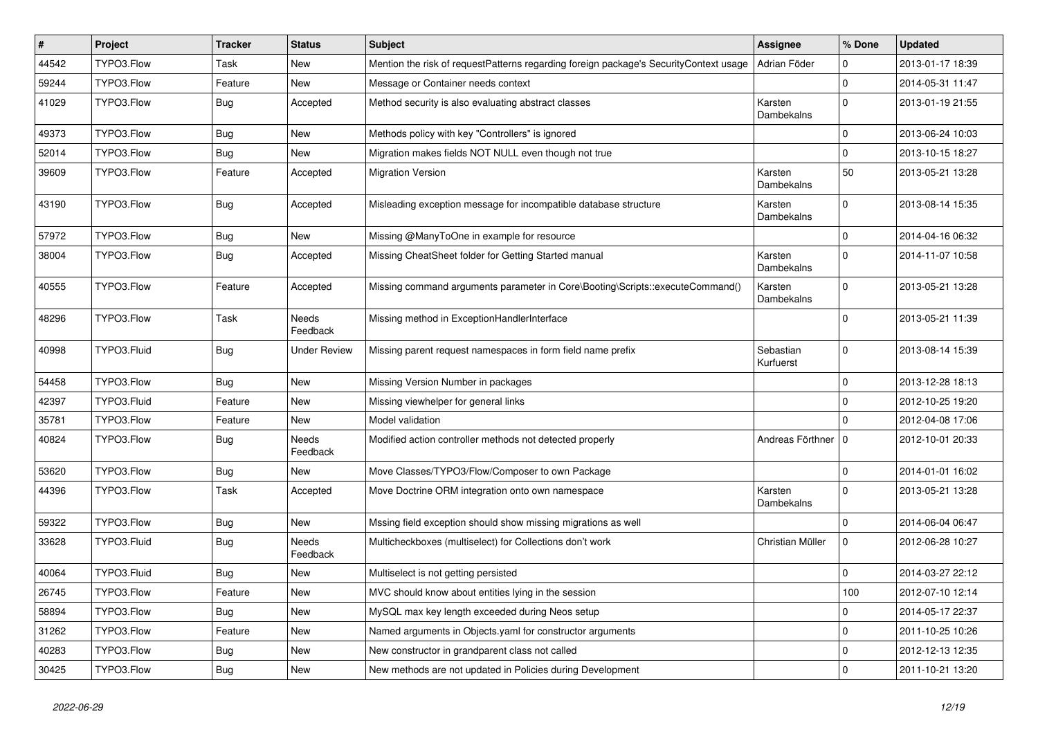| # | Project | Tracker | Status | Subject | Assignee | % Done | Updated |
|---|---|---|---|---|---|---|---|
| 44542 | TYPO3.Flow | Task | New | Mention the risk of requestPatterns regarding foreign package's SecurityContext usage | Adrian Föder | 0 | 2013-01-17 18:39 |
| 59244 | TYPO3.Flow | Feature | New | Message or Container needs context | | 0 | 2014-05-31 11:47 |
| 41029 | TYPO3.Flow | Bug | Accepted | Method security is also evaluating abstract classes | Karsten Dambekalns | 0 | 2013-01-19 21:55 |
| 49373 | TYPO3.Flow | Bug | New | Methods policy with key "Controllers" is ignored | | 0 | 2013-06-24 10:03 |
| 52014 | TYPO3.Flow | Bug | New | Migration makes fields NOT NULL even though not true | | 0 | 2013-10-15 18:27 |
| 39609 | TYPO3.Flow | Feature | Accepted | Migration Version | Karsten Dambekalns | 50 | 2013-05-21 13:28 |
| 43190 | TYPO3.Flow | Bug | Accepted | Misleading exception message for incompatible database structure | Karsten Dambekalns | 0 | 2013-08-14 15:35 |
| 57972 | TYPO3.Flow | Bug | New | Missing @ManyToOne in example for resource | | 0 | 2014-04-16 06:32 |
| 38004 | TYPO3.Flow | Bug | Accepted | Missing CheatSheet folder for Getting Started manual | Karsten Dambekalns | 0 | 2014-11-07 10:58 |
| 40555 | TYPO3.Flow | Feature | Accepted | Missing command arguments parameter in Core\Booting\Scripts::executeCommand() | Karsten Dambekalns | 0 | 2013-05-21 13:28 |
| 48296 | TYPO3.Flow | Task | Needs Feedback | Missing method in ExceptionHandlerInterface | | 0 | 2013-05-21 11:39 |
| 40998 | TYPO3.Fluid | Bug | Under Review | Missing parent request namespaces in form field name prefix | Sebastian Kurfuerst | 0 | 2013-08-14 15:39 |
| 54458 | TYPO3.Flow | Bug | New | Missing Version Number in packages | | 0 | 2013-12-28 18:13 |
| 42397 | TYPO3.Fluid | Feature | New | Missing viewhelper for general links | | 0 | 2012-10-25 19:20 |
| 35781 | TYPO3.Flow | Feature | New | Model validation | | 0 | 2012-04-08 17:06 |
| 40824 | TYPO3.Flow | Bug | Needs Feedback | Modified action controller methods not detected properly | Andreas Förthner | 0 | 2012-10-01 20:33 |
| 53620 | TYPO3.Flow | Bug | New | Move Classes/TYPO3/Flow/Composer to own Package | | 0 | 2014-01-01 16:02 |
| 44396 | TYPO3.Flow | Task | Accepted | Move Doctrine ORM integration onto own namespace | Karsten Dambekalns | 0 | 2013-05-21 13:28 |
| 59322 | TYPO3.Flow | Bug | New | Mssing field exception should show missing migrations as well | | 0 | 2014-06-04 06:47 |
| 33628 | TYPO3.Fluid | Bug | Needs Feedback | Multicheckboxes (multiselect) for Collections don't work | Christian Müller | 0 | 2012-06-28 10:27 |
| 40064 | TYPO3.Fluid | Bug | New | Multiselect is not getting persisted | | 0 | 2014-03-27 22:12 |
| 26745 | TYPO3.Flow | Feature | New | MVC should know about entities lying in the session | | 100 | 2012-07-10 12:14 |
| 58894 | TYPO3.Flow | Bug | New | MySQL max key length exceeded during Neos setup | | 0 | 2014-05-17 22:37 |
| 31262 | TYPO3.Flow | Feature | New | Named arguments in Objects.yaml for constructor arguments | | 0 | 2011-10-25 10:26 |
| 40283 | TYPO3.Flow | Bug | New | New constructor in grandparent class not called | | 0 | 2012-12-13 12:35 |
| 30425 | TYPO3.Flow | Bug | New | New methods are not updated in Policies during Development | | 0 | 2011-10-21 13:20 |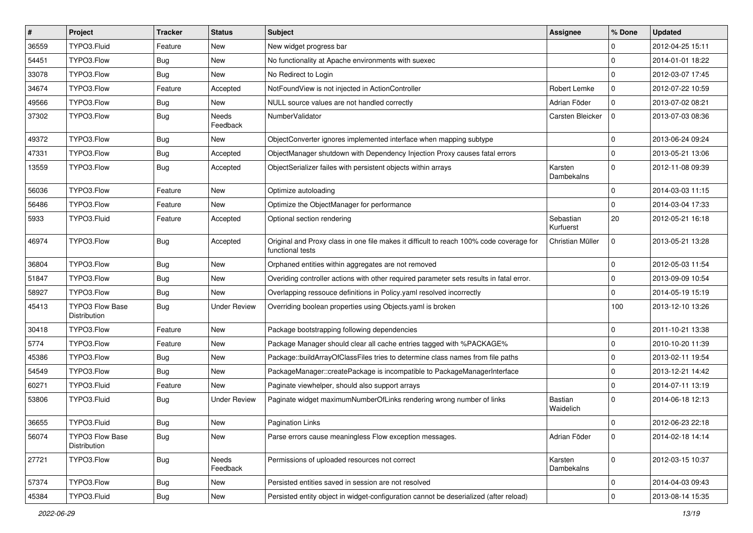| # | Project | Tracker | Status | Subject | Assignee | % Done | Updated |
|---|---|---|---|---|---|---|---|
| 36559 | TYPO3.Fluid | Feature | New | New widget progress bar | | 0 | 2012-04-25 15:11 |
| 54451 | TYPO3.Flow | Bug | New | No functionality at Apache environments with suexec | | 0 | 2014-01-01 18:22 |
| 33078 | TYPO3.Flow | Bug | New | No Redirect to Login | | 0 | 2012-03-07 17:45 |
| 34674 | TYPO3.Flow | Feature | Accepted | NotFoundView is not injected in ActionController | Robert Lemke | 0 | 2012-07-22 10:59 |
| 49566 | TYPO3.Flow | Bug | New | NULL source values are not handled correctly | Adrian Föder | 0 | 2013-07-02 08:21 |
| 37302 | TYPO3.Flow | Bug | Needs Feedback | NumberValidator | Carsten Bleicker | 0 | 2013-07-03 08:36 |
| 49372 | TYPO3.Flow | Bug | New | ObjectConverter ignores implemented interface when mapping subtype | | 0 | 2013-06-24 09:24 |
| 47331 | TYPO3.Flow | Bug | Accepted | ObjectManager shutdown with Dependency Injection Proxy causes fatal errors | | 0 | 2013-05-21 13:06 |
| 13559 | TYPO3.Flow | Bug | Accepted | ObjectSerializer failes with persistent objects within arrays | Karsten Dambekalns | 0 | 2012-11-08 09:39 |
| 56036 | TYPO3.Flow | Feature | New | Optimize autoloading | | 0 | 2014-03-03 11:15 |
| 56486 | TYPO3.Flow | Feature | New | Optimize the ObjectManager for performance | | 0 | 2014-03-04 17:33 |
| 5933 | TYPO3.Fluid | Feature | Accepted | Optional section rendering | Sebastian Kurfuerst | 20 | 2012-05-21 16:18 |
| 46974 | TYPO3.Flow | Bug | Accepted | Original and Proxy class in one file makes it difficult to reach 100% code coverage for functional tests | Christian Müller | 0 | 2013-05-21 13:28 |
| 36804 | TYPO3.Flow | Bug | New | Orphaned entities within aggregates are not removed | | 0 | 2012-05-03 11:54 |
| 51847 | TYPO3.Flow | Bug | New | Overiding controller actions with other required parameter sets results in fatal error. | | 0 | 2013-09-09 10:54 |
| 58927 | TYPO3.Flow | Bug | New | Overlapping ressouce definitions in Policy.yaml resolved incorrectly | | 0 | 2014-05-19 15:19 |
| 45413 | TYPO3 Flow Base Distribution | Bug | Under Review | Overriding boolean properties using Objects.yaml is broken | | 100 | 2013-12-10 13:26 |
| 30418 | TYPO3.Flow | Feature | New | Package bootstrapping following dependencies | | 0 | 2011-10-21 13:38 |
| 5774 | TYPO3.Flow | Feature | New | Package Manager should clear all cache entries tagged with %PACKAGE% | | 0 | 2010-10-20 11:39 |
| 45386 | TYPO3.Flow | Bug | New | Package::buildArrayOfClassFiles tries to determine class names from file paths | | 0 | 2013-02-11 19:54 |
| 54549 | TYPO3.Flow | Bug | New | PackageManager::createPackage is incompatible to PackageManagerInterface | | 0 | 2013-12-21 14:42 |
| 60271 | TYPO3.Fluid | Feature | New | Paginate viewhelper, should also support arrays | | 0 | 2014-07-11 13:19 |
| 53806 | TYPO3.Fluid | Bug | Under Review | Paginate widget maximumNumberOfLinks rendering wrong number of links | Bastian Waidelich | 0 | 2014-06-18 12:13 |
| 36655 | TYPO3.Fluid | Bug | New | Pagination Links | | 0 | 2012-06-23 22:18 |
| 56074 | TYPO3 Flow Base Distribution | Bug | New | Parse errors cause meaningless Flow exception messages. | Adrian Föder | 0 | 2014-02-18 14:14 |
| 27721 | TYPO3.Flow | Bug | Needs Feedback | Permissions of uploaded resources not correct | Karsten Dambekalns | 0 | 2012-03-15 10:37 |
| 57374 | TYPO3.Flow | Bug | New | Persisted entities saved in session are not resolved | | 0 | 2014-04-03 09:43 |
| 45384 | TYPO3.Fluid | Bug | New | Persisted entity object in widget-configuration cannot be deserialized (after reload) | | 0 | 2013-08-14 15:35 |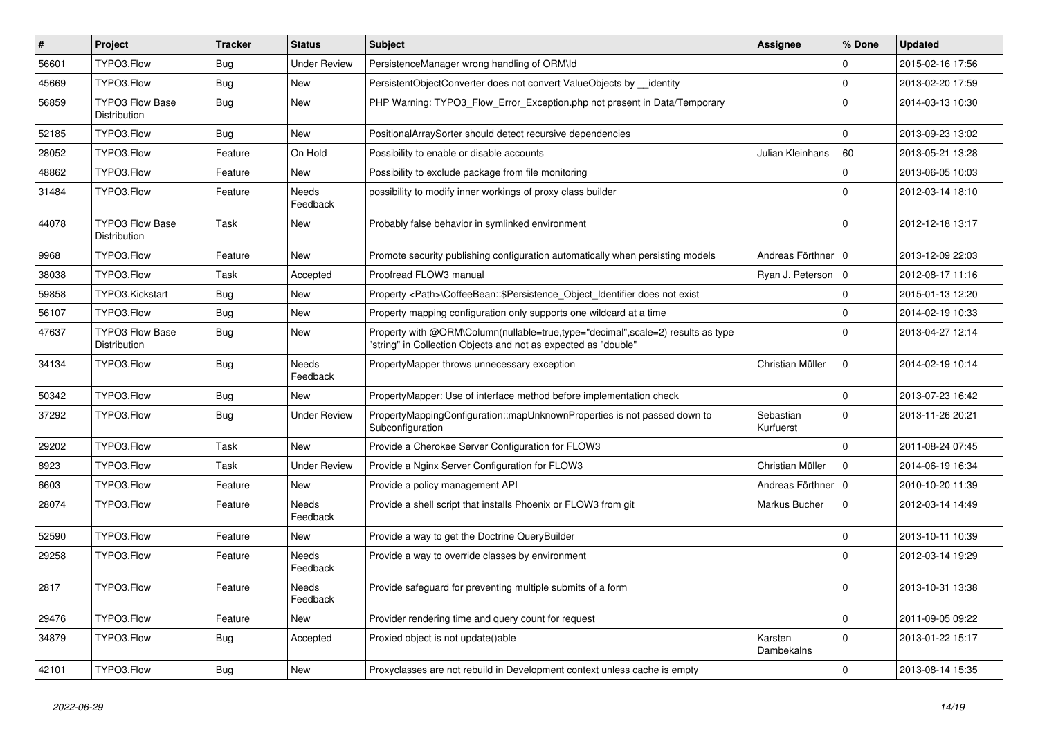| # | Project | Tracker | Status | Subject | Assignee | % Done | Updated |
|---|---|---|---|---|---|---|---|
| 56601 | TYPO3.Flow | Bug | Under Review | PersistenceManager wrong handling of ORM\Id | | 0 | 2015-02-16 17:56 |
| 45669 | TYPO3.Flow | Bug | New | PersistentObjectConverter does not convert ValueObjects by __identity | | 0 | 2013-02-20 17:59 |
| 56859 | TYPO3 Flow Base Distribution | Bug | New | PHP Warning: TYPO3_Flow_Error_Exception.php not present in Data/Temporary | | 0 | 2014-03-13 10:30 |
| 52185 | TYPO3.Flow | Bug | New | PositionalArraySorter should detect recursive dependencies | | 0 | 2013-09-23 13:02 |
| 28052 | TYPO3.Flow | Feature | On Hold | Possibility to enable or disable accounts | Julian Kleinhans | 60 | 2013-05-21 13:28 |
| 48862 | TYPO3.Flow | Feature | New | Possibility to exclude package from file monitoring | | 0 | 2013-06-05 10:03 |
| 31484 | TYPO3.Flow | Feature | Needs Feedback | possibility to modify inner workings of proxy class builder | | 0 | 2012-03-14 18:10 |
| 44078 | TYPO3 Flow Base Distribution | Task | New | Probably false behavior in symlinked environment | | 0 | 2012-12-18 13:17 |
| 9968 | TYPO3.Flow | Feature | New | Promote security publishing configuration automatically when persisting models | Andreas Förthner | 0 | 2013-12-09 22:03 |
| 38038 | TYPO3.Flow | Task | Accepted | Proofread FLOW3 manual | Ryan J. Peterson | 0 | 2012-08-17 11:16 |
| 59858 | TYPO3.Kickstart | Bug | New | Property <Path>\CoffeeBean::$Persistence_Object_Identifier does not exist | | 0 | 2015-01-13 12:20 |
| 56107 | TYPO3.Flow | Bug | New | Property mapping configuration only supports one wildcard at a time | | 0 | 2014-02-19 10:33 |
| 47637 | TYPO3 Flow Base Distribution | Bug | New | Property with @ORM\Column(nullable=true,type="decimal",scale=2) results as type "string" in Collection Objects and not as expected as "double" | | 0 | 2013-04-27 12:14 |
| 34134 | TYPO3.Flow | Bug | Needs Feedback | PropertyMapper throws unnecessary exception | Christian Müller | 0 | 2014-02-19 10:14 |
| 50342 | TYPO3.Flow | Bug | New | PropertyMapper: Use of interface method before implementation check | | 0 | 2013-07-23 16:42 |
| 37292 | TYPO3.Flow | Bug | Under Review | PropertyMappingConfiguration::mapUnknownProperties is not passed down to Subconfiguration | Sebastian Kurfuerst | 0 | 2013-11-26 20:21 |
| 29202 | TYPO3.Flow | Task | New | Provide a Cherokee Server Configuration for FLOW3 | | 0 | 2011-08-24 07:45 |
| 8923 | TYPO3.Flow | Task | Under Review | Provide a Nginx Server Configuration for FLOW3 | Christian Müller | 0 | 2014-06-19 16:34 |
| 6603 | TYPO3.Flow | Feature | New | Provide a policy management API | Andreas Förthner | 0 | 2010-10-20 11:39 |
| 28074 | TYPO3.Flow | Feature | Needs Feedback | Provide a shell script that installs Phoenix or FLOW3 from git | Markus Bucher | 0 | 2012-03-14 14:49 |
| 52590 | TYPO3.Flow | Feature | New | Provide a way to get the Doctrine QueryBuilder | | 0 | 2013-10-11 10:39 |
| 29258 | TYPO3.Flow | Feature | Needs Feedback | Provide a way to override classes by environment | | 0 | 2012-03-14 19:29 |
| 2817 | TYPO3.Flow | Feature | Needs Feedback | Provide safeguard for preventing multiple submits of a form | | 0 | 2013-10-31 13:38 |
| 29476 | TYPO3.Flow | Feature | New | Provider rendering time and query count for request | | 0 | 2011-09-05 09:22 |
| 34879 | TYPO3.Flow | Bug | Accepted | Proxied object is not update()able | Karsten Dambekalns | 0 | 2013-01-22 15:17 |
| 42101 | TYPO3.Flow | Bug | New | Proxyclasses are not rebuild in Development context unless cache is empty | | 0 | 2013-08-14 15:35 |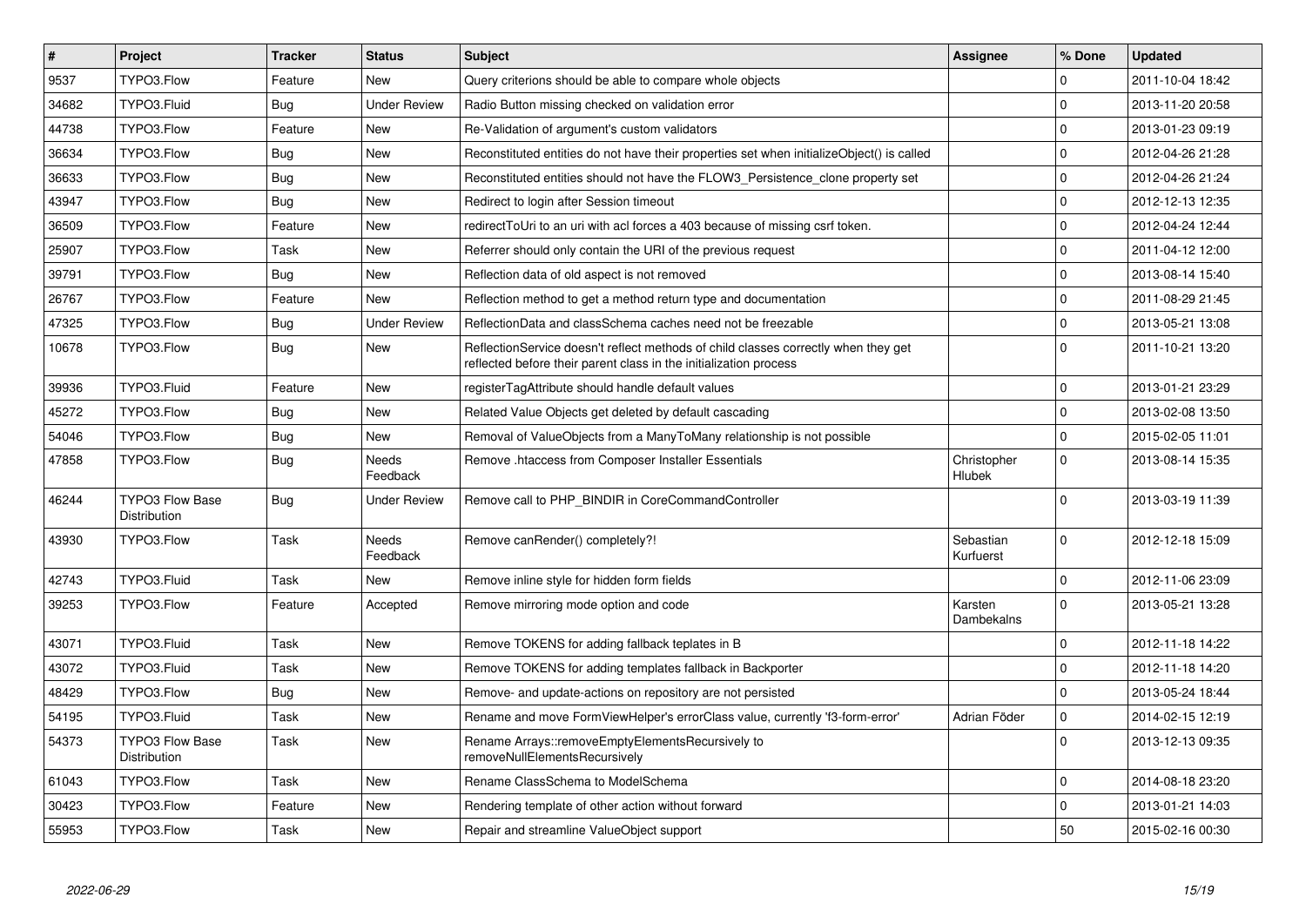| # | Project | Tracker | Status | Subject | Assignee | % Done | Updated |
|---|---|---|---|---|---|---|---|
| 9537 | TYPO3.Flow | Feature | New | Query criterions should be able to compare whole objects | | 0 | 2011-10-04 18:42 |
| 34682 | TYPO3.Fluid | Bug | Under Review | Radio Button missing checked on validation error | | 0 | 2013-11-20 20:58 |
| 44738 | TYPO3.Flow | Feature | New | Re-Validation of argument's custom validators | | 0 | 2013-01-23 09:19 |
| 36634 | TYPO3.Flow | Bug | New | Reconstituted entities do not have their properties set when initializeObject() is called | | 0 | 2012-04-26 21:28 |
| 36633 | TYPO3.Flow | Bug | New | Reconstituted entities should not have the FLOW3_Persistence_clone property set | | 0 | 2012-04-26 21:24 |
| 43947 | TYPO3.Flow | Bug | New | Redirect to login after Session timeout | | 0 | 2012-12-13 12:35 |
| 36509 | TYPO3.Flow | Feature | New | redirectToUri to an uri with acl forces a 403 because of missing csrf token. | | 0 | 2012-04-24 12:44 |
| 25907 | TYPO3.Flow | Task | New | Referrer should only contain the URI of the previous request | | 0 | 2011-04-12 12:00 |
| 39791 | TYPO3.Flow | Bug | New | Reflection data of old aspect is not removed | | 0 | 2013-08-14 15:40 |
| 26767 | TYPO3.Flow | Feature | New | Reflection method to get a method return type and documentation | | 0 | 2011-08-29 21:45 |
| 47325 | TYPO3.Flow | Bug | Under Review | ReflectionData and classSchema caches need not be freezable | | 0 | 2013-05-21 13:08 |
| 10678 | TYPO3.Flow | Bug | New | ReflectionService doesn't reflect methods of child classes correctly when they get reflected before their parent class in the initialization process | | 0 | 2011-10-21 13:20 |
| 39936 | TYPO3.Fluid | Feature | New | registerTagAttribute should handle default values | | 0 | 2013-01-21 23:29 |
| 45272 | TYPO3.Flow | Bug | New | Related Value Objects get deleted by default cascading | | 0 | 2013-02-08 13:50 |
| 54046 | TYPO3.Flow | Bug | New | Removal of ValueObjects from a ManyToMany relationship is not possible | | 0 | 2015-02-05 11:01 |
| 47858 | TYPO3.Flow | Bug | Needs Feedback | Remove .htaccess from Composer Installer Essentials | Christopher Hlubek | 0 | 2013-08-14 15:35 |
| 46244 | TYPO3 Flow Base Distribution | Bug | Under Review | Remove call to PHP_BINDIR in CoreCommandController | | 0 | 2013-03-19 11:39 |
| 43930 | TYPO3.Flow | Task | Needs Feedback | Remove canRender() completely?! | Sebastian Kurfuerst | 0 | 2012-12-18 15:09 |
| 42743 | TYPO3.Fluid | Task | New | Remove inline style for hidden form fields | | 0 | 2012-11-06 23:09 |
| 39253 | TYPO3.Flow | Feature | Accepted | Remove mirroring mode option and code | Karsten Dambekalns | 0 | 2013-05-21 13:28 |
| 43071 | TYPO3.Fluid | Task | New | Remove TOKENS for adding fallback teplates in B | | 0 | 2012-11-18 14:22 |
| 43072 | TYPO3.Fluid | Task | New | Remove TOKENS for adding templates fallback in Backporter | | 0 | 2012-11-18 14:20 |
| 48429 | TYPO3.Flow | Bug | New | Remove- and update-actions on repository are not persisted | | 0 | 2013-05-24 18:44 |
| 54195 | TYPO3.Fluid | Task | New | Rename and move FormViewHelper's errorClass value, currently 'f3-form-error' | Adrian Föder | 0 | 2014-02-15 12:19 |
| 54373 | TYPO3 Flow Base Distribution | Task | New | Rename Arrays::removeEmptyElementsRecursively to removeNullElementsRecursively | | 0 | 2013-12-13 09:35 |
| 61043 | TYPO3.Flow | Task | New | Rename ClassSchema to ModelSchema | | 0 | 2014-08-18 23:20 |
| 30423 | TYPO3.Flow | Feature | New | Rendering template of other action without forward | | 0 | 2013-01-21 14:03 |
| 55953 | TYPO3.Flow | Task | New | Repair and streamline ValueObject support | | 50 | 2015-02-16 00:30 |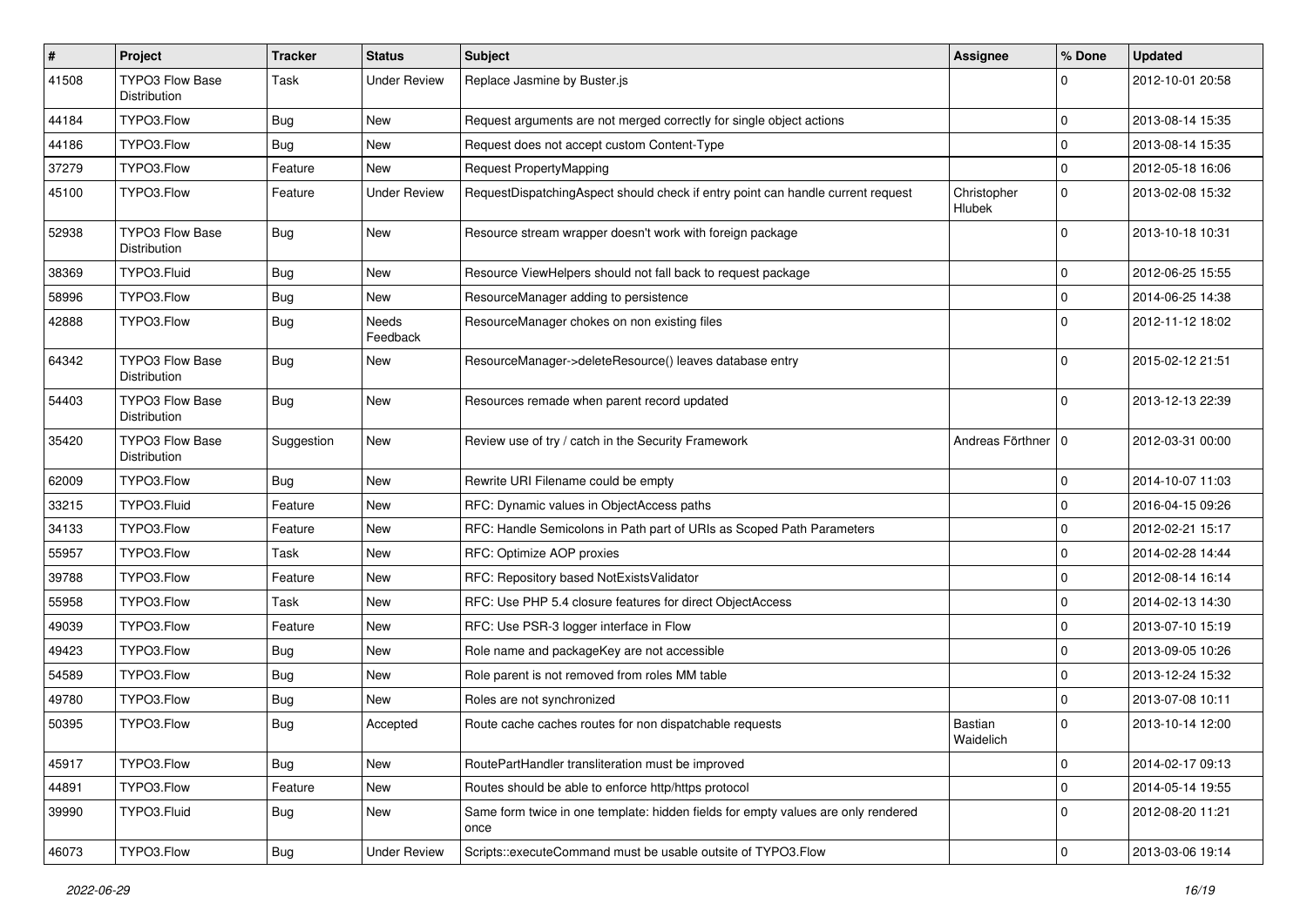| # | Project | Tracker | Status | Subject | Assignee | % Done | Updated |
|---|---|---|---|---|---|---|---|
| 41508 | TYPO3 Flow Base Distribution | Task | Under Review | Replace Jasmine by Buster.js | | 0 | 2012-10-01 20:58 |
| 44184 | TYPO3.Flow | Bug | New | Request arguments are not merged correctly for single object actions | | 0 | 2013-08-14 15:35 |
| 44186 | TYPO3.Flow | Bug | New | Request does not accept custom Content-Type | | 0 | 2013-08-14 15:35 |
| 37279 | TYPO3.Flow | Feature | New | Request PropertyMapping | | 0 | 2012-05-18 16:06 |
| 45100 | TYPO3.Flow | Feature | Under Review | RequestDispatchingAspect should check if entry point can handle current request | Christopher Hlubek | 0 | 2013-02-08 15:32 |
| 52938 | TYPO3 Flow Base Distribution | Bug | New | Resource stream wrapper doesn't work with foreign package | | 0 | 2013-10-18 10:31 |
| 38369 | TYPO3.Fluid | Bug | New | Resource ViewHelpers should not fall back to request package | | 0 | 2012-06-25 15:55 |
| 58996 | TYPO3.Flow | Bug | New | ResourceManager adding to persistence | | 0 | 2014-06-25 14:38 |
| 42888 | TYPO3.Flow | Bug | Needs Feedback | ResourceManager chokes on non existing files | | 0 | 2012-11-12 18:02 |
| 64342 | TYPO3 Flow Base Distribution | Bug | New | ResourceManager->deleteResource() leaves database entry | | 0 | 2015-02-12 21:51 |
| 54403 | TYPO3 Flow Base Distribution | Bug | New | Resources remade when parent record updated | | 0 | 2013-12-13 22:39 |
| 35420 | TYPO3 Flow Base Distribution | Suggestion | New | Review use of try / catch in the Security Framework | Andreas Förthner | 0 | 2012-03-31 00:00 |
| 62009 | TYPO3.Flow | Bug | New | Rewrite URI Filename could be empty | | 0 | 2014-10-07 11:03 |
| 33215 | TYPO3.Fluid | Feature | New | RFC: Dynamic values in ObjectAccess paths | | 0 | 2016-04-15 09:26 |
| 34133 | TYPO3.Flow | Feature | New | RFC: Handle Semicolons in Path part of URIs as Scoped Path Parameters | | 0 | 2012-02-21 15:17 |
| 55957 | TYPO3.Flow | Task | New | RFC: Optimize AOP proxies | | 0 | 2014-02-28 14:44 |
| 39788 | TYPO3.Flow | Feature | New | RFC: Repository based NotExistsValidator | | 0 | 2012-08-14 16:14 |
| 55958 | TYPO3.Flow | Task | New | RFC: Use PHP 5.4 closure features for direct ObjectAccess | | 0 | 2014-02-13 14:30 |
| 49039 | TYPO3.Flow | Feature | New | RFC: Use PSR-3 logger interface in Flow | | 0 | 2013-07-10 15:19 |
| 49423 | TYPO3.Flow | Bug | New | Role name and packageKey are not accessible | | 0 | 2013-09-05 10:26 |
| 54589 | TYPO3.Flow | Bug | New | Role parent is not removed from roles MM table | | 0 | 2013-12-24 15:32 |
| 49780 | TYPO3.Flow | Bug | New | Roles are not synchronized | | 0 | 2013-07-08 10:11 |
| 50395 | TYPO3.Flow | Bug | Accepted | Route cache caches routes for non dispatchable requests | Bastian Waidelich | 0 | 2013-10-14 12:00 |
| 45917 | TYPO3.Flow | Bug | New | RoutePartHandler transliteration must be improved | | 0 | 2014-02-17 09:13 |
| 44891 | TYPO3.Flow | Feature | New | Routes should be able to enforce http/https protocol | | 0 | 2014-05-14 19:55 |
| 39990 | TYPO3.Fluid | Bug | New | Same form twice in one template: hidden fields for empty values are only rendered once | | 0 | 2012-08-20 11:21 |
| 46073 | TYPO3.Flow | Bug | Under Review | Scripts::executeCommand must be usable outsite of TYPO3.Flow | | 0 | 2013-03-06 19:14 |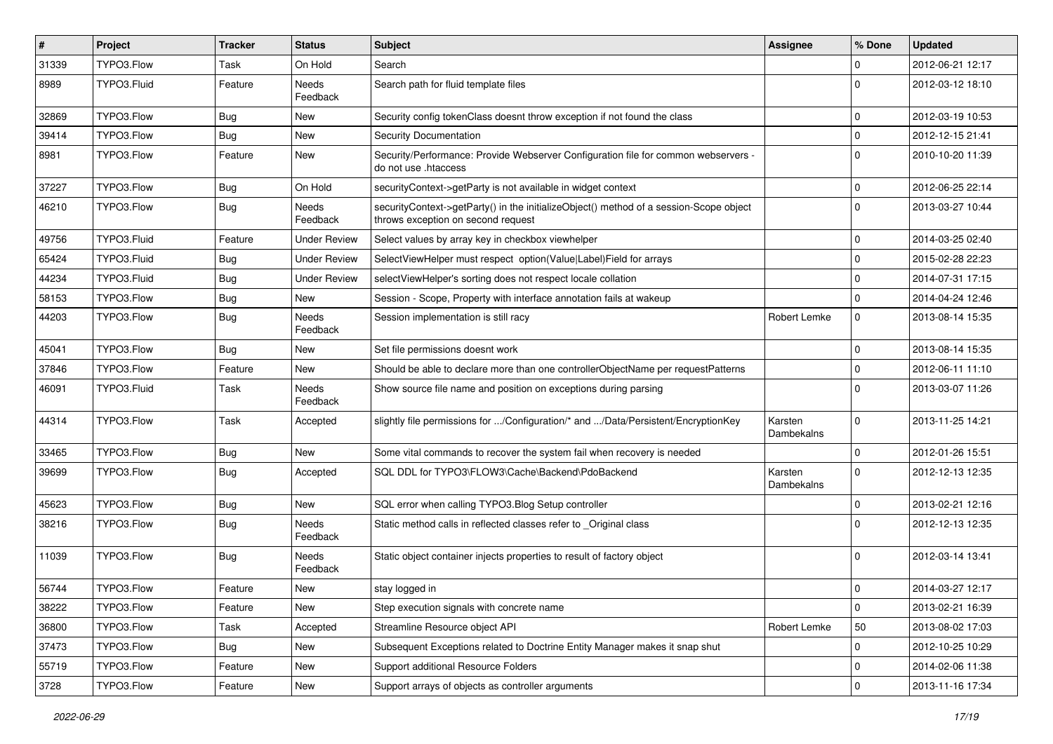| # | Project | Tracker | Status | Subject | Assignee | % Done | Updated |
|---|---|---|---|---|---|---|---|
| 31339 | TYPO3.Flow | Task | On Hold | Search | | 0 | 2012-06-21 12:17 |
| 8989 | TYPO3.Fluid | Feature | Needs Feedback | Search path for fluid template files | | 0 | 2012-03-12 18:10 |
| 32869 | TYPO3.Flow | Bug | New | Security config tokenClass doesnt throw exception if not found the class | | 0 | 2012-03-19 10:53 |
| 39414 | TYPO3.Flow | Bug | New | Security Documentation | | 0 | 2012-12-15 21:41 |
| 8981 | TYPO3.Flow | Feature | New | Security/Performance: Provide Webserver Configuration file for common webservers - do not use .htaccess | | 0 | 2010-10-20 11:39 |
| 37227 | TYPO3.Flow | Bug | On Hold | securityContext->getParty is not available in widget context | | 0 | 2012-06-25 22:14 |
| 46210 | TYPO3.Flow | Bug | Needs Feedback | securityContext->getParty() in the initializeObject() method of a session-Scope object throws exception on second request | | 0 | 2013-03-27 10:44 |
| 49756 | TYPO3.Fluid | Feature | Under Review | Select values by array key in checkbox viewhelper | | 0 | 2014-03-25 02:40 |
| 65424 | TYPO3.Fluid | Bug | Under Review | SelectViewHelper must respect option(Value\|Label)Field for arrays | | 0 | 2015-02-28 22:23 |
| 44234 | TYPO3.Fluid | Bug | Under Review | selectViewHelper's sorting does not respect locale collation | | 0 | 2014-07-31 17:15 |
| 58153 | TYPO3.Flow | Bug | New | Session - Scope, Property with interface annotation fails at wakeup | | 0 | 2014-04-24 12:46 |
| 44203 | TYPO3.Flow | Bug | Needs Feedback | Session implementation is still racy | Robert Lemke | 0 | 2013-08-14 15:35 |
| 45041 | TYPO3.Flow | Bug | New | Set file permissions doesnt work | | 0 | 2013-08-14 15:35 |
| 37846 | TYPO3.Flow | Feature | New | Should be able to declare more than one controllerObjectName per requestPatterns | | 0 | 2012-06-11 11:10 |
| 46091 | TYPO3.Fluid | Task | Needs Feedback | Show source file name and position on exceptions during parsing | | 0 | 2013-03-07 11:26 |
| 44314 | TYPO3.Flow | Task | Accepted | slightly file permissions for .../Configuration/* and .../Data/Persistent/EncryptionKey | Karsten Dambekalns | 0 | 2013-11-25 14:21 |
| 33465 | TYPO3.Flow | Bug | New | Some vital commands to recover the system fail when recovery is needed | | 0 | 2012-01-26 15:51 |
| 39699 | TYPO3.Flow | Bug | Accepted | SQL DDL for TYPO3\FLOW3\Cache\Backend\PdoBackend | Karsten Dambekalns | 0 | 2012-12-13 12:35 |
| 45623 | TYPO3.Flow | Bug | New | SQL error when calling TYPO3.Blog Setup controller | | 0 | 2013-02-21 12:16 |
| 38216 | TYPO3.Flow | Bug | Needs Feedback | Static method calls in reflected classes refer to _Original class | | 0 | 2012-12-13 12:35 |
| 11039 | TYPO3.Flow | Bug | Needs Feedback | Static object container injects properties to result of factory object | | 0 | 2012-03-14 13:41 |
| 56744 | TYPO3.Flow | Feature | New | stay logged in | | 0 | 2014-03-27 12:17 |
| 38222 | TYPO3.Flow | Feature | New | Step execution signals with concrete name | | 0 | 2013-02-21 16:39 |
| 36800 | TYPO3.Flow | Task | Accepted | Streamline Resource object API | Robert Lemke | 50 | 2013-08-02 17:03 |
| 37473 | TYPO3.Flow | Bug | New | Subsequent Exceptions related to Doctrine Entity Manager makes it snap shut | | 0 | 2012-10-25 10:29 |
| 55719 | TYPO3.Flow | Feature | New | Support additional Resource Folders | | 0 | 2014-02-06 11:38 |
| 3728 | TYPO3.Flow | Feature | New | Support arrays of objects as controller arguments | | 0 | 2013-11-16 17:34 |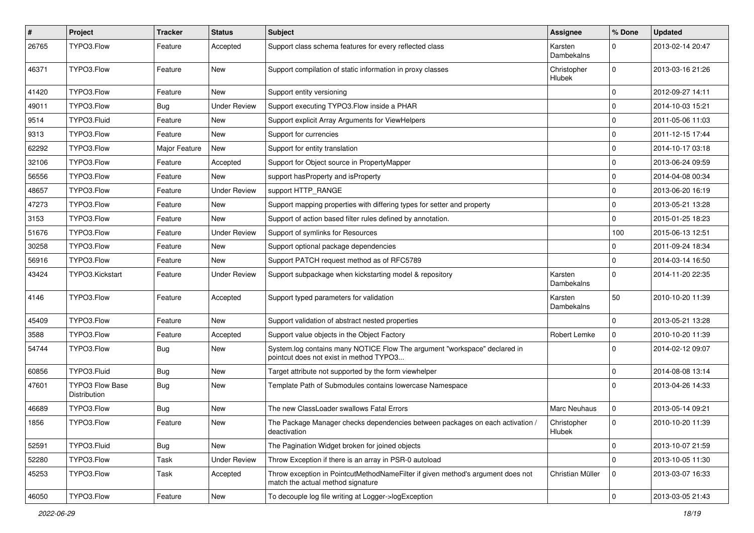| # | Project | Tracker | Status | Subject | Assignee | % Done | Updated |
|---|---|---|---|---|---|---|---|
| 26765 | TYPO3.Flow | Feature | Accepted | Support class schema features for every reflected class | Karsten Dambekalns | 0 | 2013-02-14 20:47 |
| 46371 | TYPO3.Flow | Feature | New | Support compilation of static information in proxy classes | Christopher Hlubek | 0 | 2013-03-16 21:26 |
| 41420 | TYPO3.Flow | Feature | New | Support entity versioning | | 0 | 2012-09-27 14:11 |
| 49011 | TYPO3.Flow | Bug | Under Review | Support executing TYPO3.Flow inside a PHAR | | 0 | 2014-10-03 15:21 |
| 9514 | TYPO3.Fluid | Feature | New | Support explicit Array Arguments for ViewHelpers | | 0 | 2011-05-06 11:03 |
| 9313 | TYPO3.Flow | Feature | New | Support for currencies | | 0 | 2011-12-15 17:44 |
| 62292 | TYPO3.Flow | Major Feature | New | Support for entity translation | | 0 | 2014-10-17 03:18 |
| 32106 | TYPO3.Flow | Feature | Accepted | Support for Object source in PropertyMapper | | 0 | 2013-06-24 09:59 |
| 56556 | TYPO3.Flow | Feature | New | support hasProperty and isProperty | | 0 | 2014-04-08 00:34 |
| 48657 | TYPO3.Flow | Feature | Under Review | support HTTP_RANGE | | 0 | 2013-06-20 16:19 |
| 47273 | TYPO3.Flow | Feature | New | Support mapping properties with differing types for setter and property | | 0 | 2013-05-21 13:28 |
| 3153 | TYPO3.Flow | Feature | New | Support of action based filter rules defined by annotation. | | 0 | 2015-01-25 18:23 |
| 51676 | TYPO3.Flow | Feature | Under Review | Support of symlinks for Resources | | 100 | 2015-06-13 12:51 |
| 30258 | TYPO3.Flow | Feature | New | Support optional package dependencies | | 0 | 2011-09-24 18:34 |
| 56916 | TYPO3.Flow | Feature | New | Support PATCH request method as of RFC5789 | | 0 | 2014-03-14 16:50 |
| 43424 | TYPO3.Kickstart | Feature | Under Review | Support subpackage when kickstarting model & repository | Karsten Dambekalns | 0 | 2014-11-20 22:35 |
| 4146 | TYPO3.Flow | Feature | Accepted | Support typed parameters for validation | Karsten Dambekalns | 50 | 2010-10-20 11:39 |
| 45409 | TYPO3.Flow | Feature | New | Support validation of abstract nested properties | | 0 | 2013-05-21 13:28 |
| 3588 | TYPO3.Flow | Feature | Accepted | Support value objects in the Object Factory | Robert Lemke | 0 | 2010-10-20 11:39 |
| 54744 | TYPO3.Flow | Bug | New | System.log contains many NOTICE Flow The argument "workspace" declared in pointcut does not exist in method TYPO3... | | 0 | 2014-02-12 09:07 |
| 60856 | TYPO3.Fluid | Bug | New | Target attribute not supported by the form viewhelper | | 0 | 2014-08-08 13:14 |
| 47601 | TYPO3 Flow Base Distribution | Bug | New | Template Path of Submodules contains lowercase Namespace | | 0 | 2013-04-26 14:33 |
| 46689 | TYPO3.Flow | Bug | New | The new ClassLoader swallows Fatal Errors | Marc Neuhaus | 0 | 2013-05-14 09:21 |
| 1856 | TYPO3.Flow | Feature | New | The Package Manager checks dependencies between packages on each activation / deactivation | Christopher Hlubek | 0 | 2010-10-20 11:39 |
| 52591 | TYPO3.Fluid | Bug | New | The Pagination Widget broken for joined objects | | 0 | 2013-10-07 21:59 |
| 52280 | TYPO3.Flow | Task | Under Review | Throw Exception if there is an array in PSR-0 autoload | | 0 | 2013-10-05 11:30 |
| 45253 | TYPO3.Flow | Task | Accepted | Throw exception in PointcutMethodNameFilter if given method's argument does not match the actual method signature | Christian Müller | 0 | 2013-03-07 16:33 |
| 46050 | TYPO3.Flow | Feature | New | To decouple log file writing at Logger->logException | | 0 | 2013-03-05 21:43 |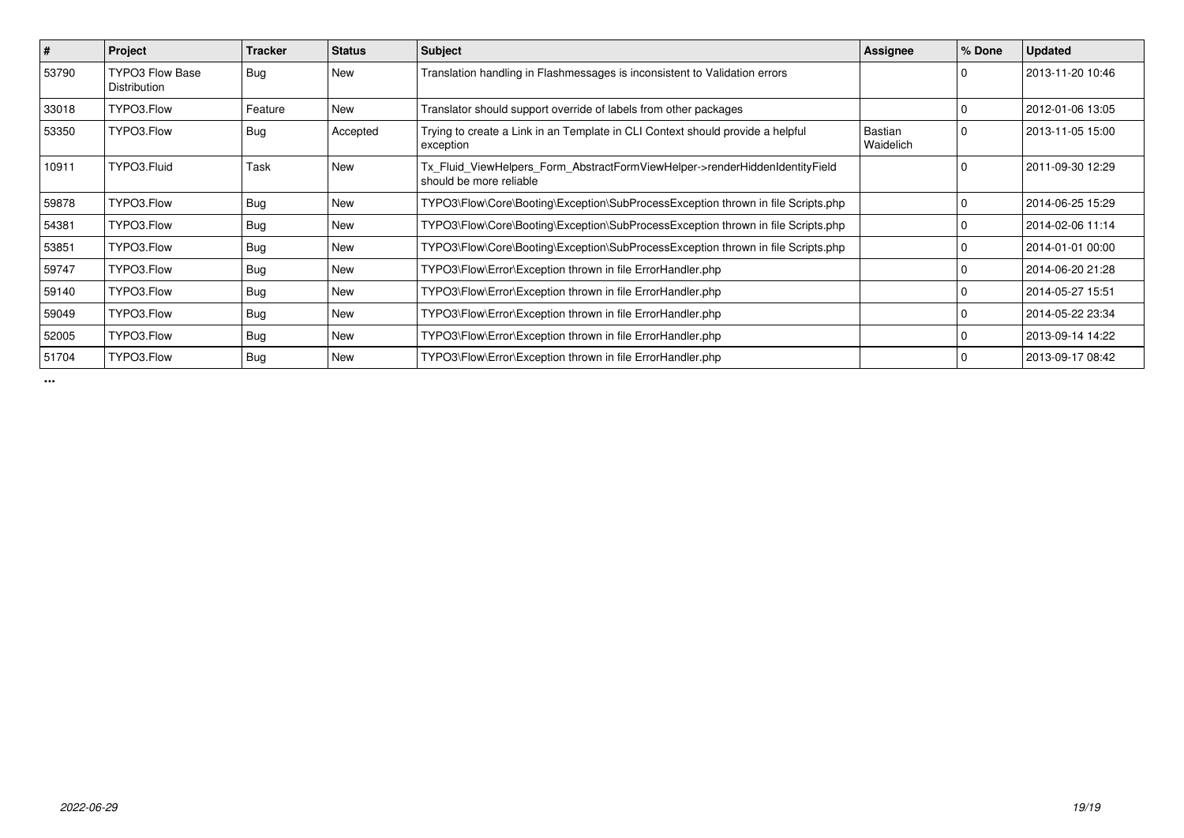| # | Project | Tracker | Status | Subject | Assignee | % Done | Updated |
|---|---|---|---|---|---|---|---|
| 53790 | TYPO3 Flow Base Distribution | Bug | New | Translation handling in Flashmessages is inconsistent to Validation errors | | 0 | 2013-11-20 10:46 |
| 33018 | TYPO3.Flow | Feature | New | Translator should support override of labels from other packages | | 0 | 2012-01-06 13:05 |
| 53350 | TYPO3.Flow | Bug | Accepted | Trying to create a Link in an Template in CLI Context should provide a helpful exception | Bastian Waidelich | 0 | 2013-11-05 15:00 |
| 10911 | TYPO3.Fluid | Task | New | Tx_Fluid_ViewHelpers_Form_AbstractFormViewHelper->renderHiddenIdentityField should be more reliable | | 0 | 2011-09-30 12:29 |
| 59878 | TYPO3.Flow | Bug | New | TYPO3\Flow\Core\Booting\Exception\SubProcessException thrown in file Scripts.php | | 0 | 2014-06-25 15:29 |
| 54381 | TYPO3.Flow | Bug | New | TYPO3\Flow\Core\Booting\Exception\SubProcessException thrown in file Scripts.php | | 0 | 2014-02-06 11:14 |
| 53851 | TYPO3.Flow | Bug | New | TYPO3\Flow\Core\Booting\Exception\SubProcessException thrown in file Scripts.php | | 0 | 2014-01-01 00:00 |
| 59747 | TYPO3.Flow | Bug | New | TYPO3\Flow\Error\Exception thrown in file ErrorHandler.php | | 0 | 2014-06-20 21:28 |
| 59140 | TYPO3.Flow | Bug | New | TYPO3\Flow\Error\Exception thrown in file ErrorHandler.php | | 0 | 2014-05-27 15:51 |
| 59049 | TYPO3.Flow | Bug | New | TYPO3\Flow\Error\Exception thrown in file ErrorHandler.php | | 0 | 2014-05-22 23:34 |
| 52005 | TYPO3.Flow | Bug | New | TYPO3\Flow\Error\Exception thrown in file ErrorHandler.php | | 0 | 2013-09-14 14:22 |
| 51704 | TYPO3.Flow | Bug | New | TYPO3\Flow\Error\Exception thrown in file ErrorHandler.php | | 0 | 2013-09-17 08:42 |

...